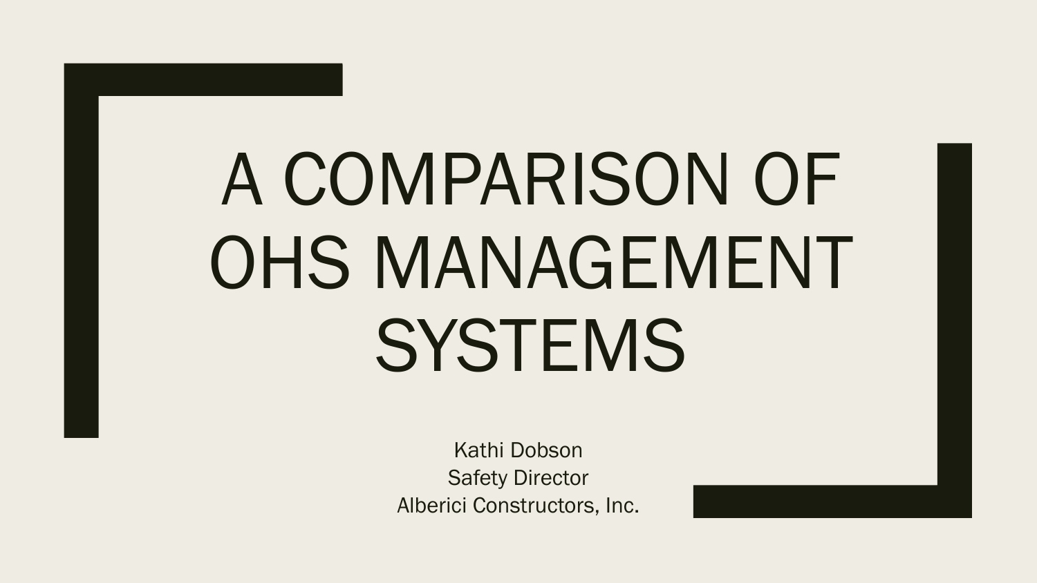# A COMPARISON OF OHS MANAGEMENT SYSTEMS

Kathi Dobson
Safety Director
Alberici Constructors, Inc.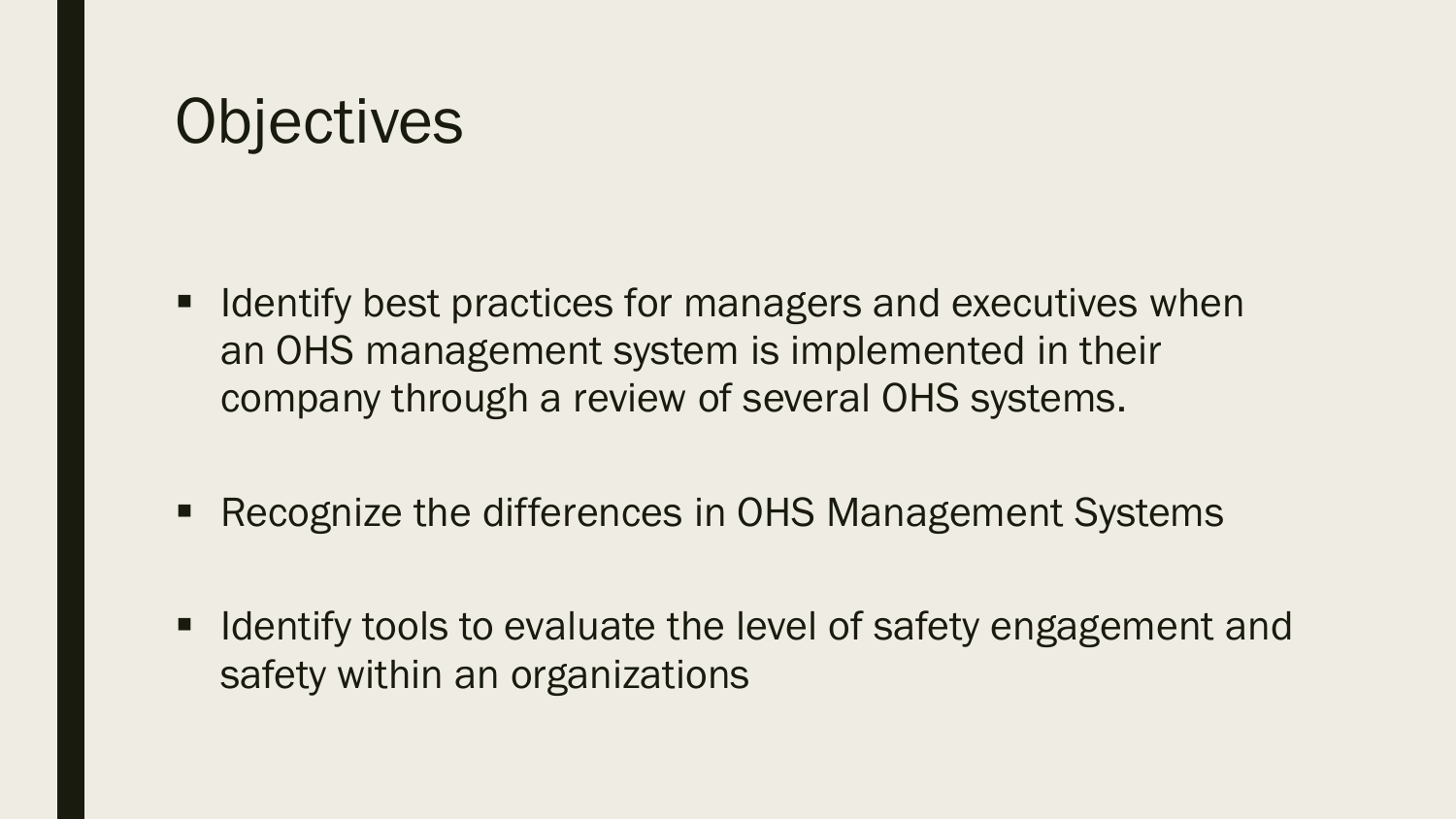# Objectives

- Identify best practices for managers and executives when an OHS management system is implemented in their company through a review of several OHS systems.
- Recognize the differences in OHS Management Systems
- Identify tools to evaluate the level of safety engagement and safety within an organizations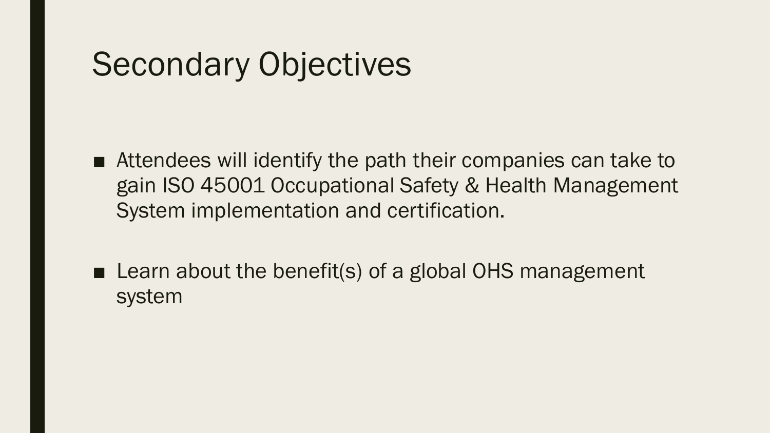# Secondary Objectives

- Attendees will identify the path their companies can take to gain ISO 45001 Occupational Safety & Health Management System implementation and certification.

- Learn about the benefit(s) of a global OHS management system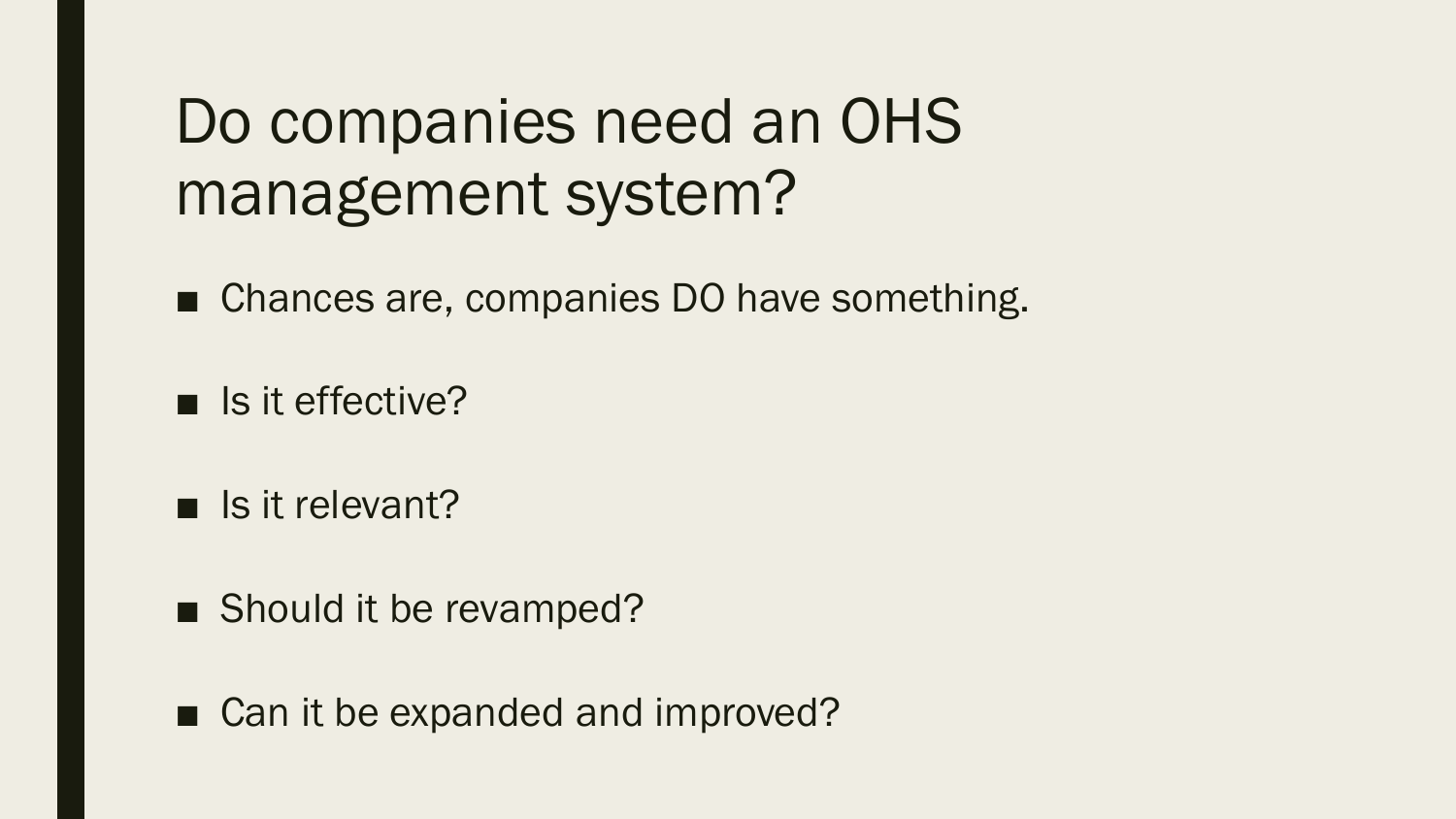# Do companies need an OHS management system?

- Chances are, companies DO have something.
- Is it effective?
- Is it relevant?
- Should it be revamped?
- Can it be expanded and improved?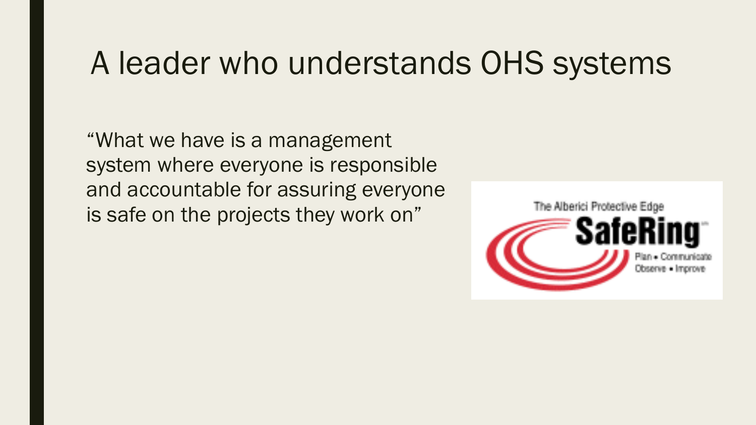# A leader who understands OHS systems

"What we have is a management system where everyone is responsible and accountable for assuring everyone is safe on the projects they work on"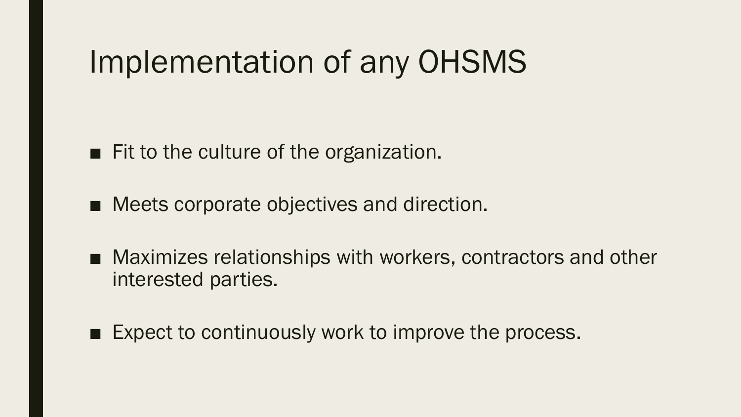# Implementation of any OHSMS

- Fit to the culture of the organization.
- Meets corporate objectives and direction.
- Maximizes relationships with workers, contractors and other interested parties.
- Expect to continuously work to improve the process.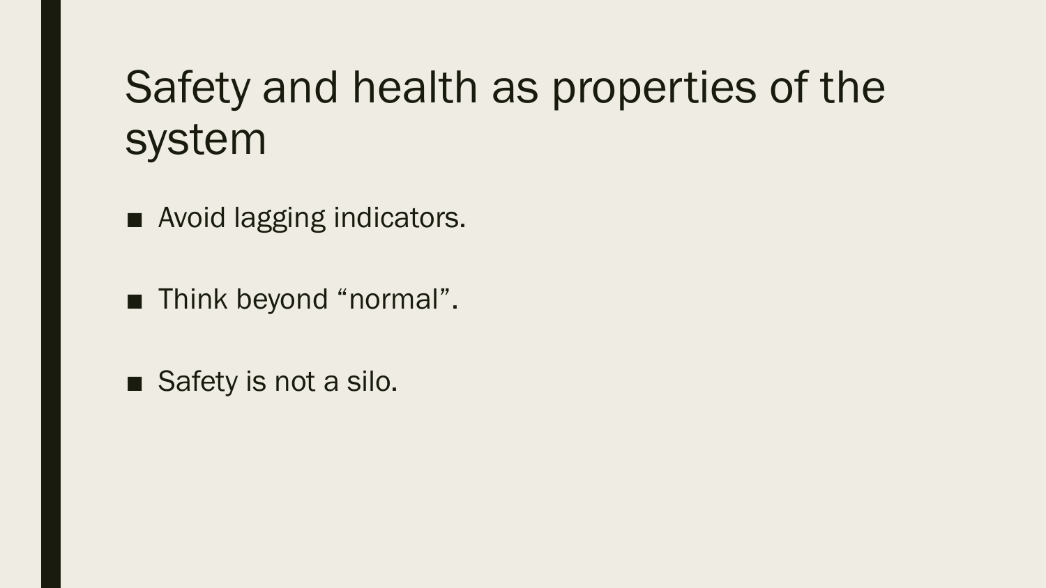# Safety and health as properties of the system

- Avoid lagging indicators.
- Think beyond “normal”.
- Safety is not a silo.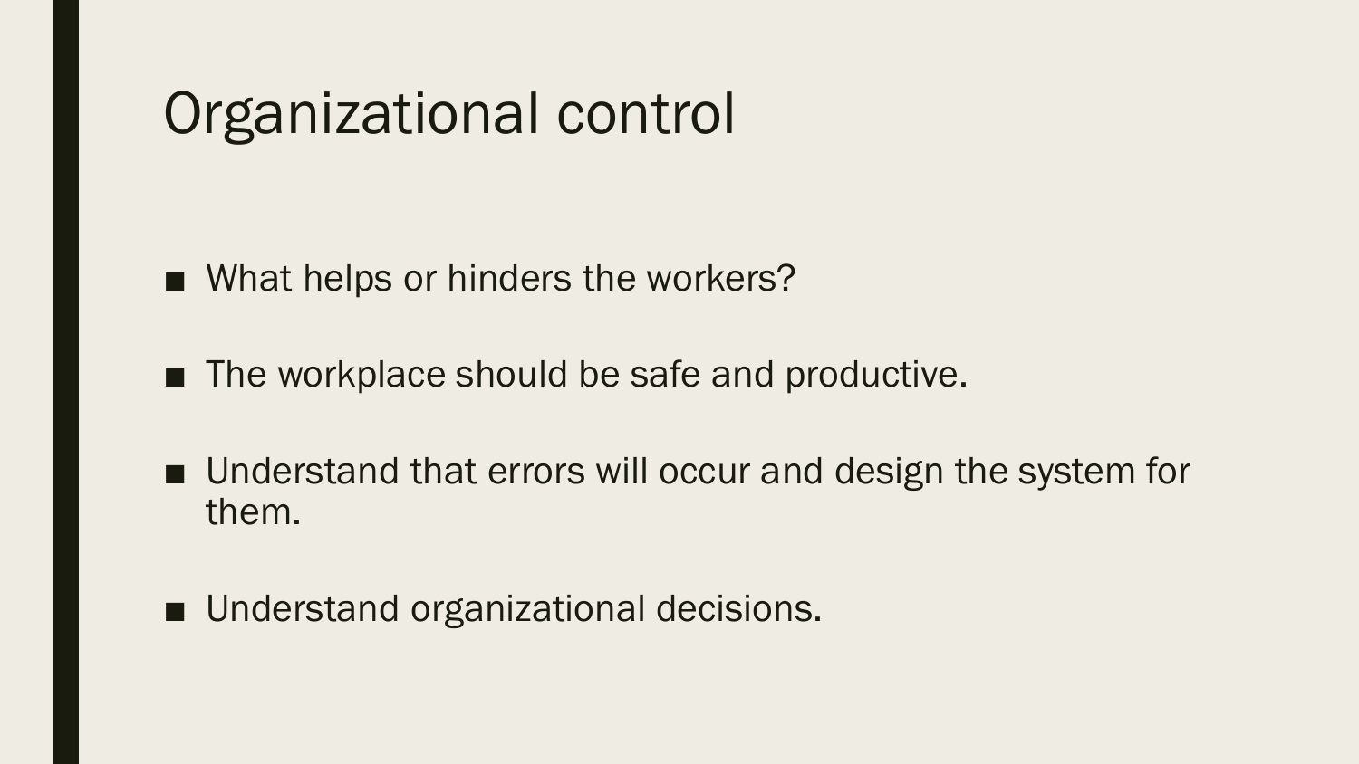# Organizational control

- What helps or hinders the workers?
- The workplace should be safe and productive.
- Understand that errors will occur and design the system for them.
- Understand organizational decisions.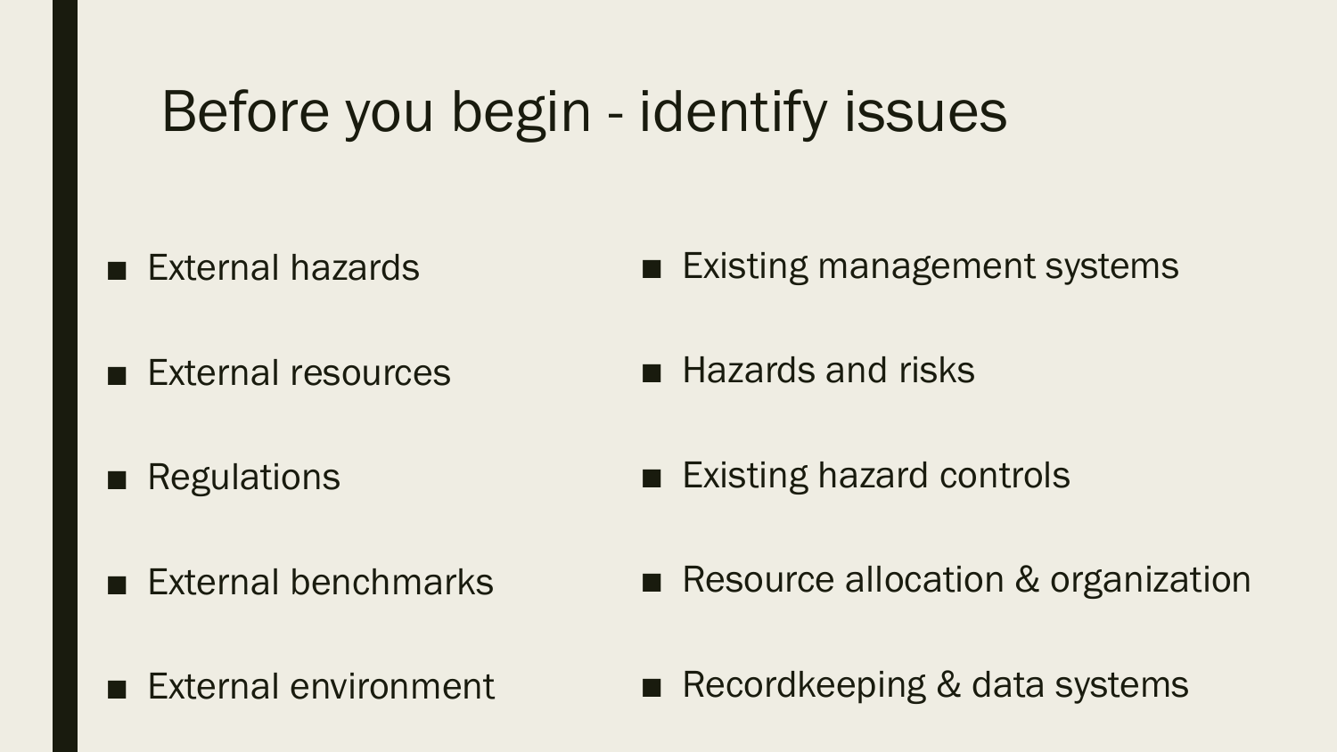# Before you begin - identify issues

- External hazards
- External resources
- Regulations
- External benchmarks
- External environment
- Existing management systems
- Hazards and risks
- Existing hazard controls
- Resource allocation & organization
- Recordkeeping & data systems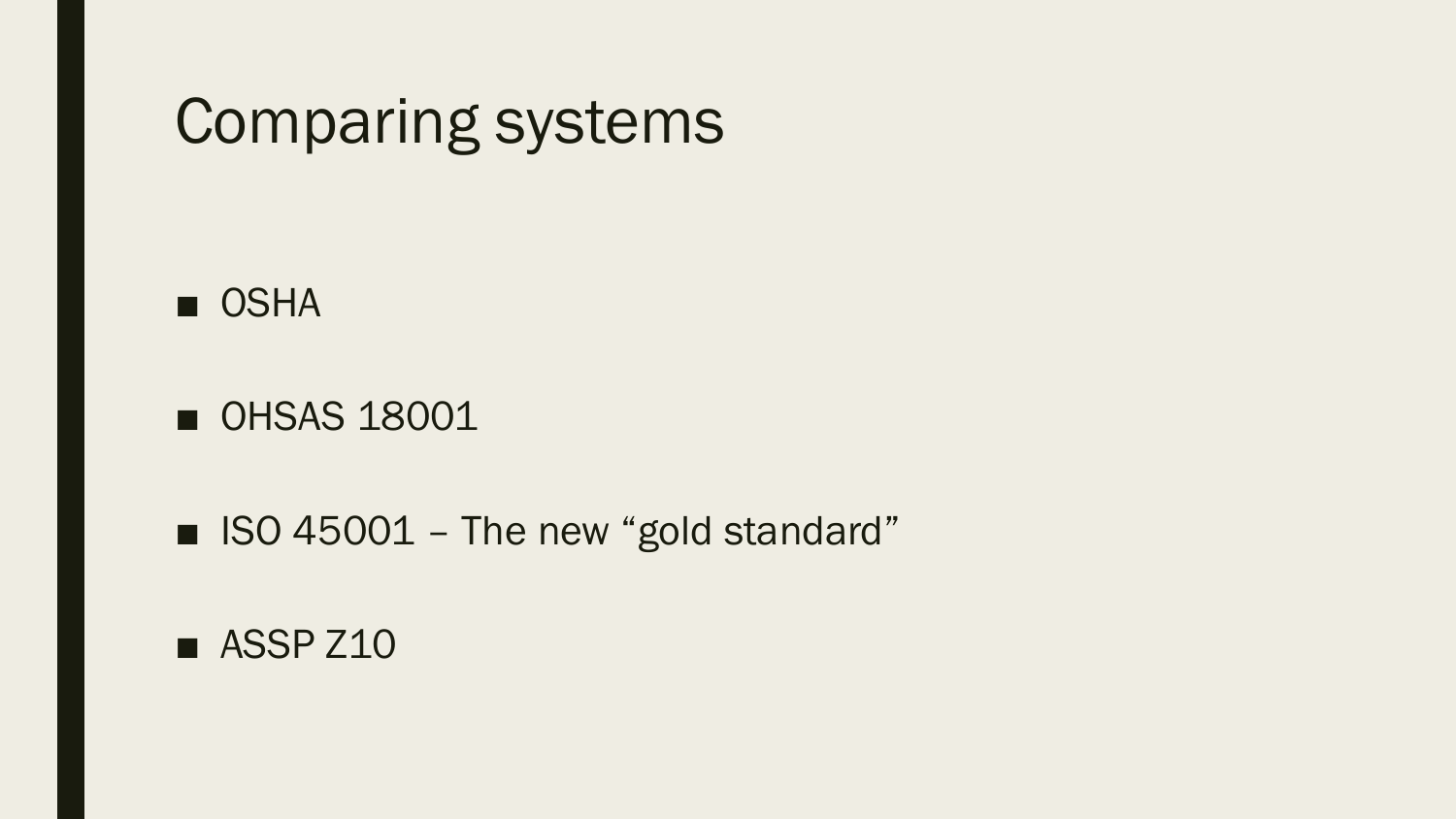# Comparing systems

- OSHA
- OHSAS 18001
- ISO 45001 – The new "gold standard"
- ASSP Z10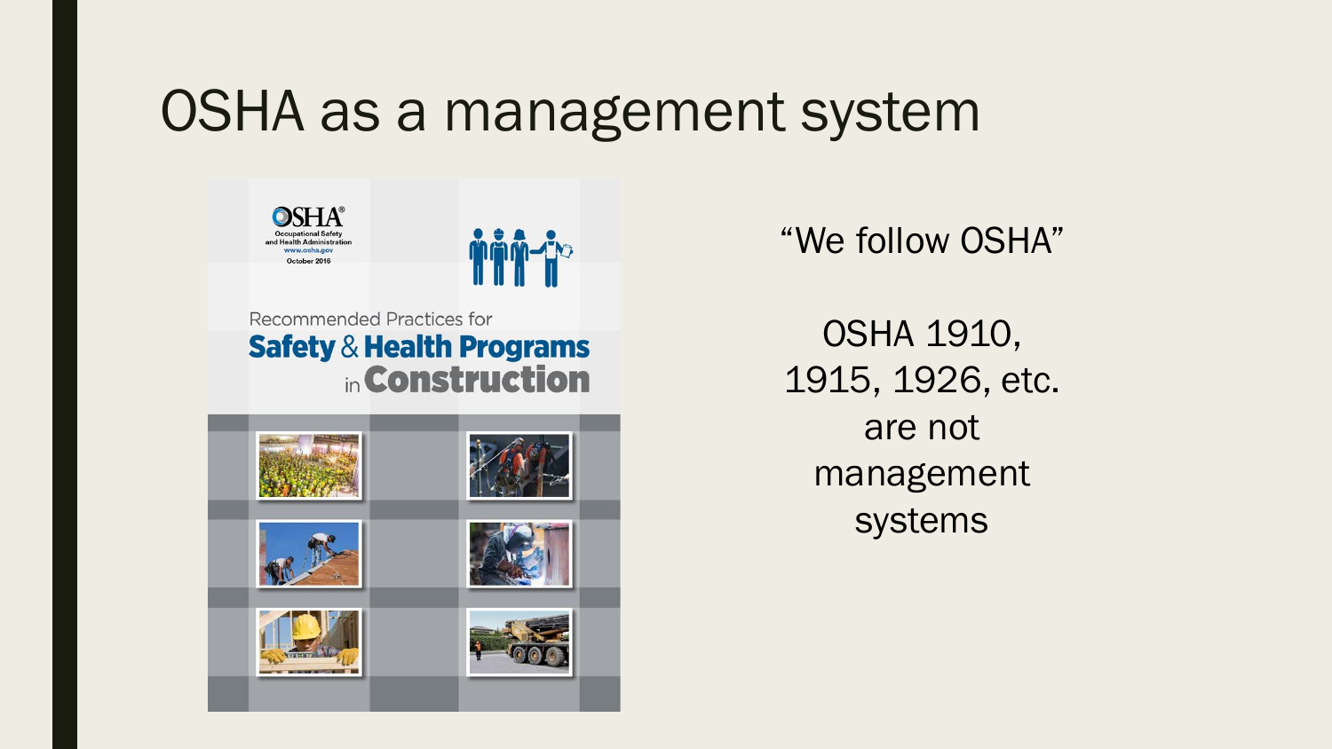# OSHA as a management system

OSHA
Occupational Safety and Health Administration
www.osha.gov
October 2016

Recommended Practices for
**Safety & Health Programs in Construction**

"We follow OSHA"

OSHA 1910, 1915, 1926, etc. are not management systems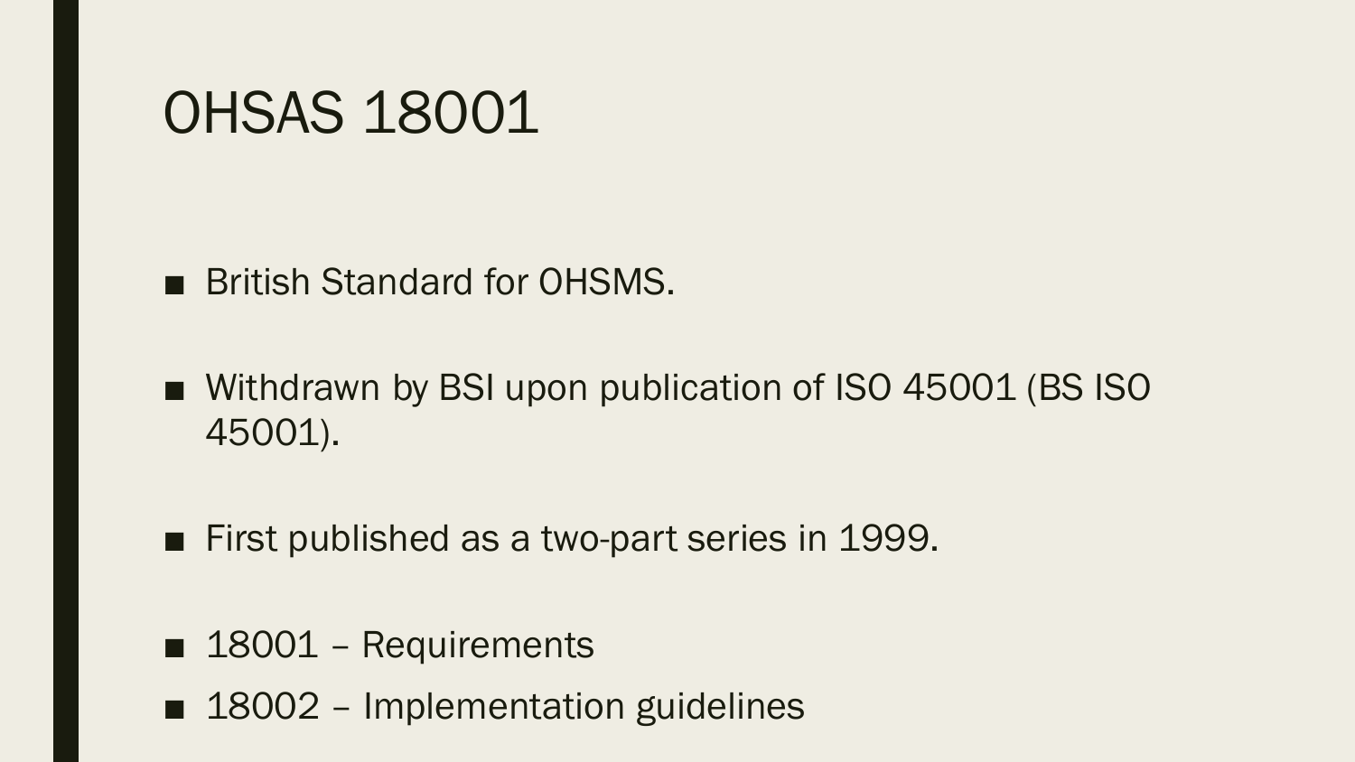# OHSAS 18001

- British Standard for OHSMS.
- Withdrawn by BSI upon publication of ISO 45001 (BS ISO 45001).
- First published as a two-part series in 1999.
- 18001 – Requirements
- 18002 – Implementation guidelines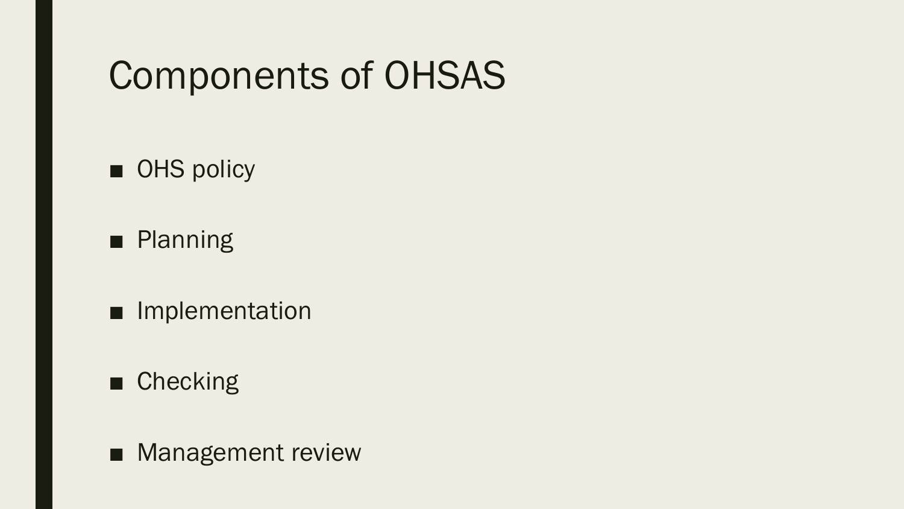# Components of OHSAS

- OHS policy
- Planning
- Implementation
- Checking
- Management review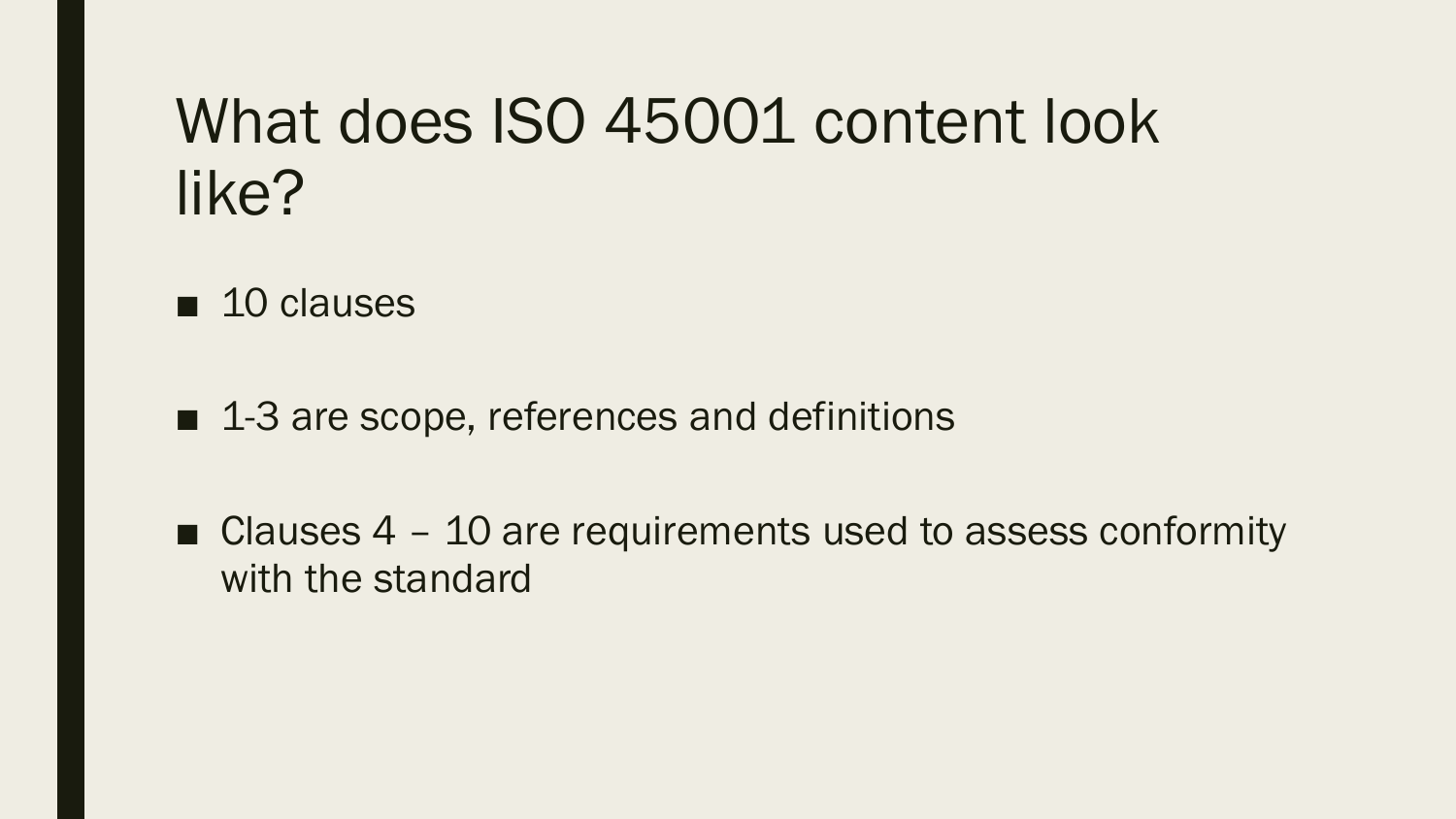# What does ISO 45001 content look like?

- 10 clauses
- 1-3 are scope, references and definitions
- Clauses 4 – 10 are requirements used to assess conformity with the standard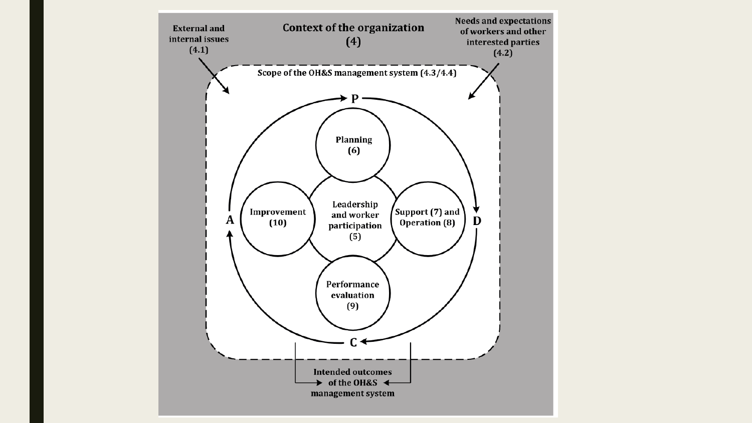Context of the organization (4)

External and internal issues (4.1)

Needs and expectations of workers and other interested parties (4.2)

Scope of the OH&S management system (4.3/4.4)

P

Planning (6)

Improvement (10)

Leadership and worker participation (5)

Support (7) and Operation (8)

A

D

Performance evaluation (9)

C

Intended outcomes of the OH&S management system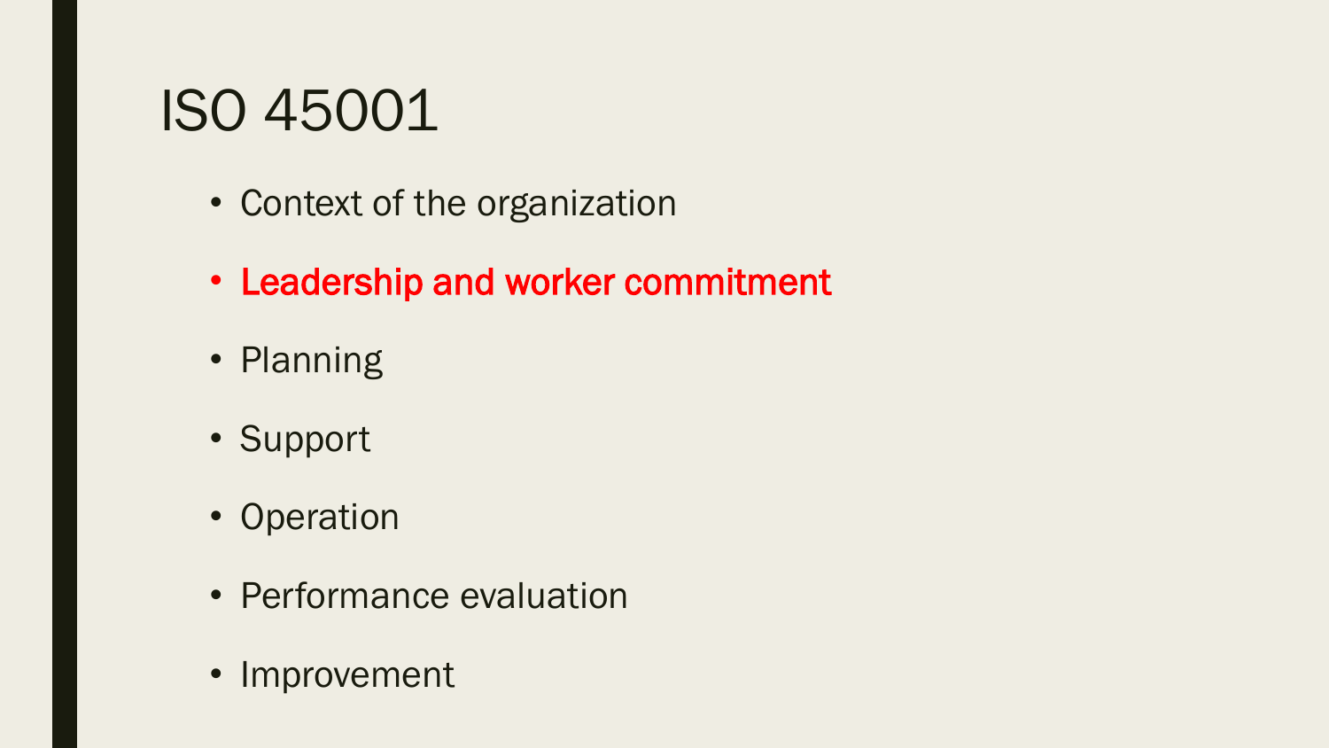# ISO 45001

- Context of the organization
- **Leadership and worker commitment**
- Planning
- Support
- Operation
- Performance evaluation
- Improvement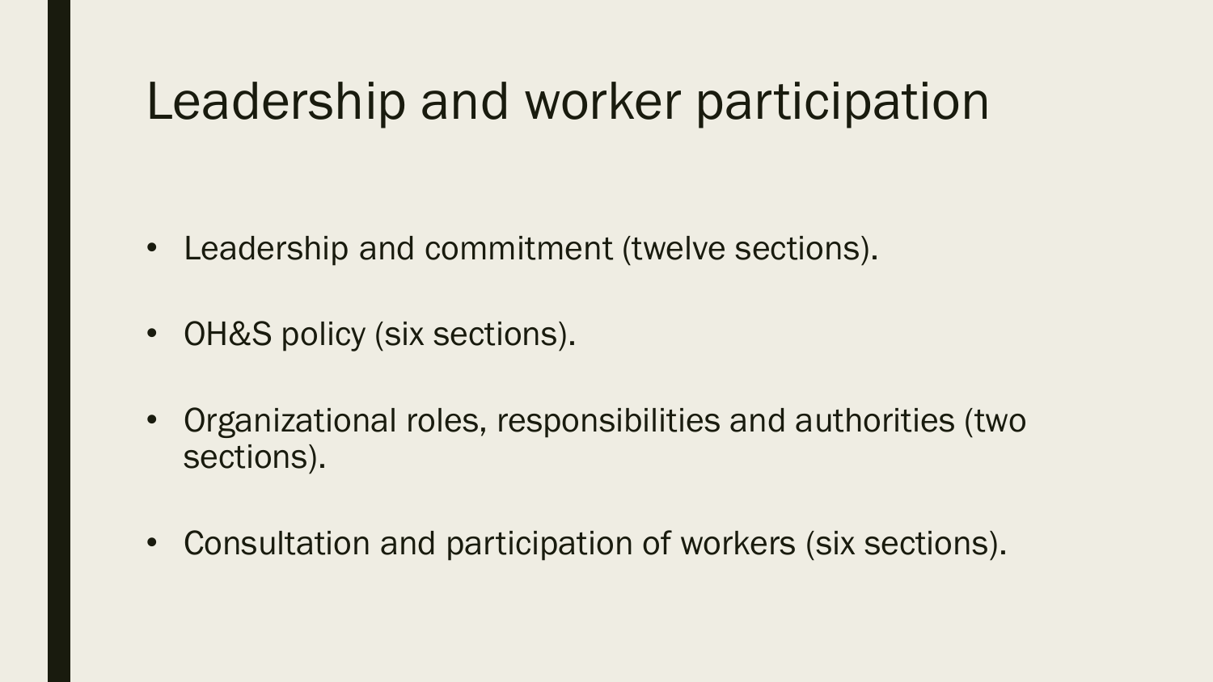# Leadership and worker participation

- Leadership and commitment (twelve sections).
- OH&S policy (six sections).
- Organizational roles, responsibilities and authorities (two sections).
- Consultation and participation of workers (six sections).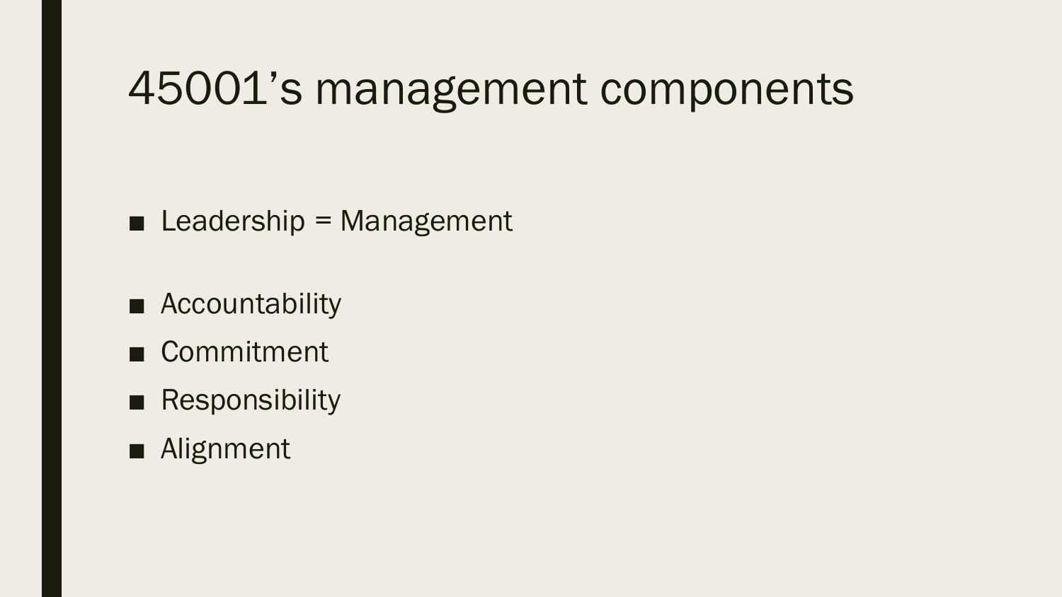# 45001’s management components

- Leadership = Management

- Accountability
- Commitment
- Responsibility
- Alignment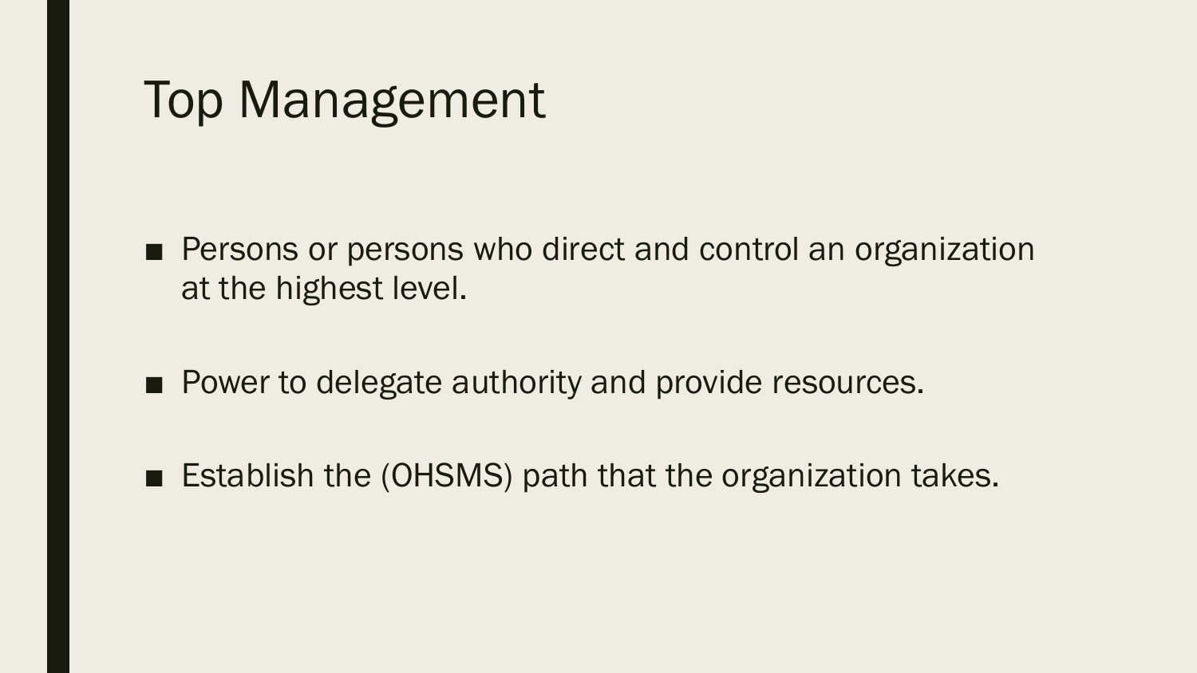# Top Management

- Persons or persons who direct and control an organization at the highest level.
- Power to delegate authority and provide resources.
- Establish the (OHSMS) path that the organization takes.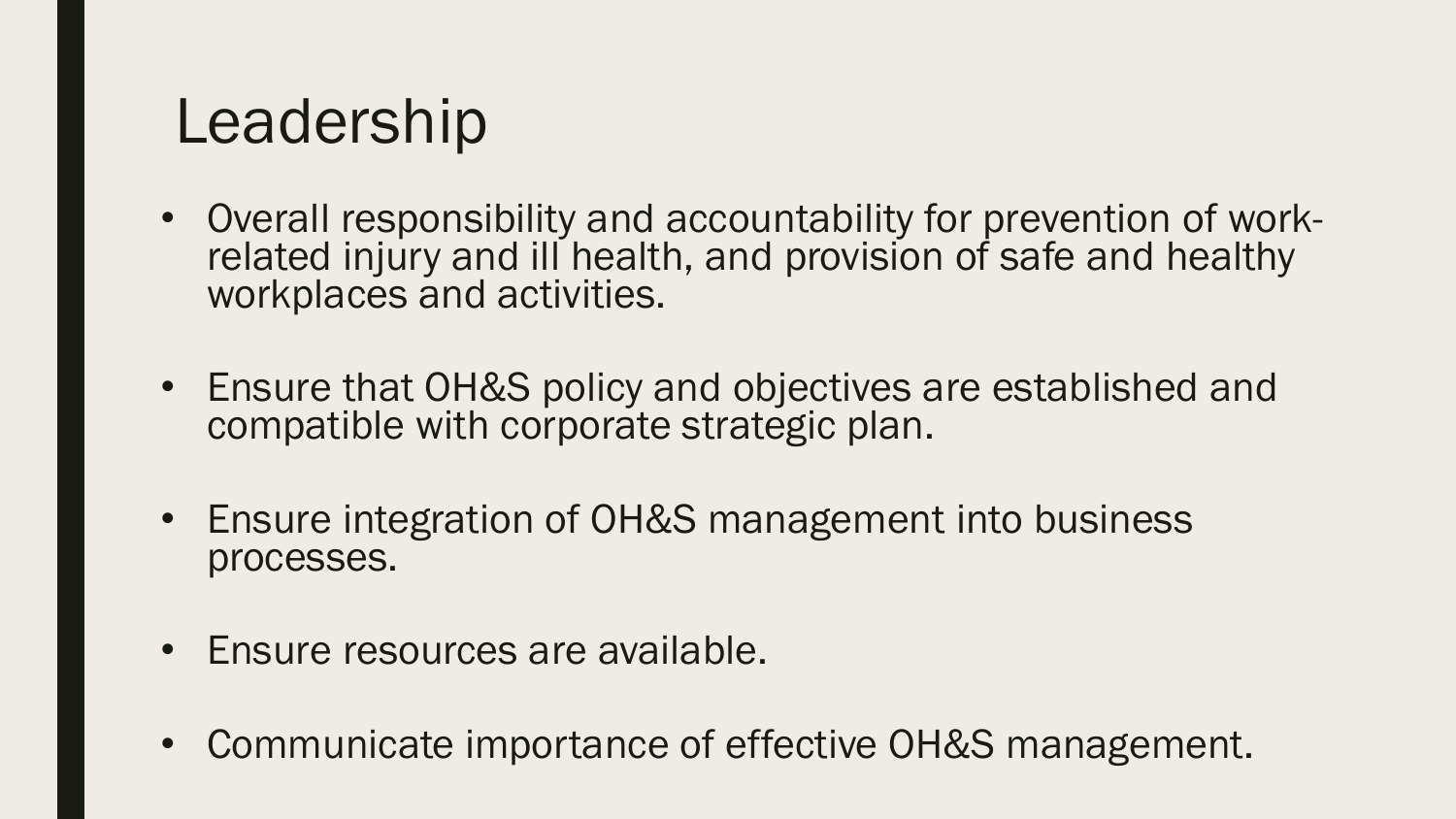# Leadership

- Overall responsibility and accountability for prevention of work-related injury and ill health, and provision of safe and healthy workplaces and activities.
- Ensure that OH&S policy and objectives are established and compatible with corporate strategic plan.
- Ensure integration of OH&S management into business processes.
- Ensure resources are available.
- Communicate importance of effective OH&S management.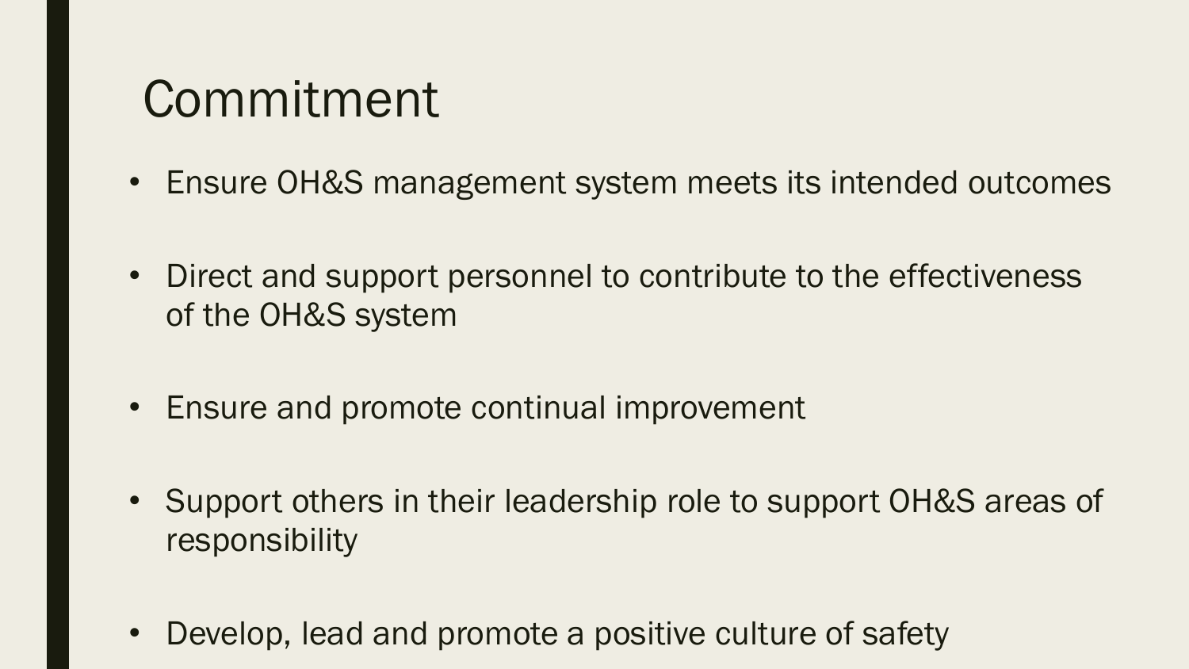# Commitment

- Ensure OH&S management system meets its intended outcomes
- Direct and support personnel to contribute to the effectiveness of the OH&S system
- Ensure and promote continual improvement
- Support others in their leadership role to support OH&S areas of responsibility
- Develop, lead and promote a positive culture of safety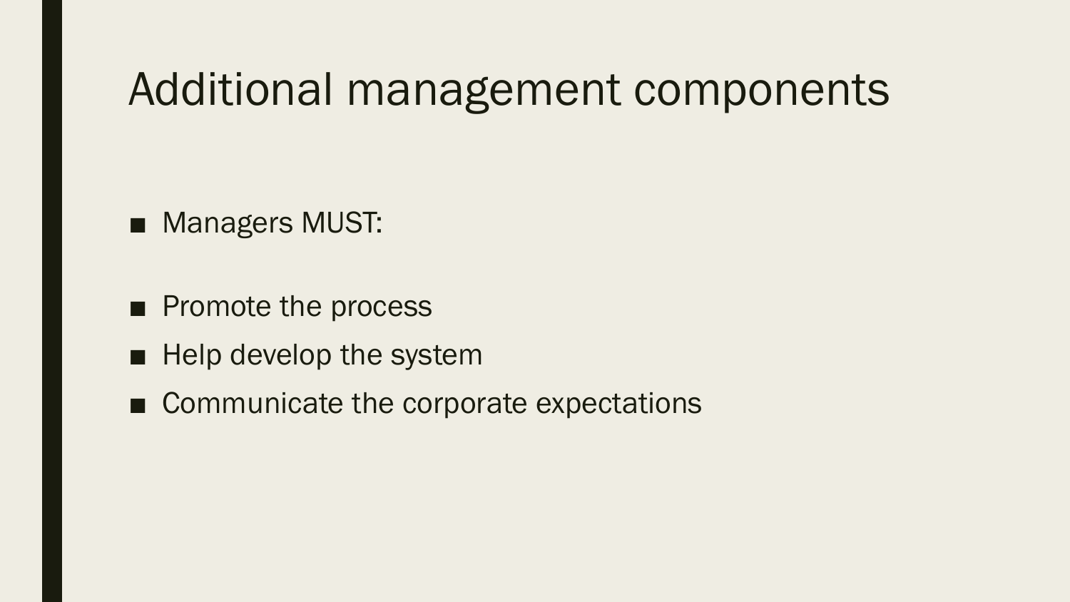# Additional management components

- Managers MUST:

- Promote the process
- Help develop the system
- Communicate the corporate expectations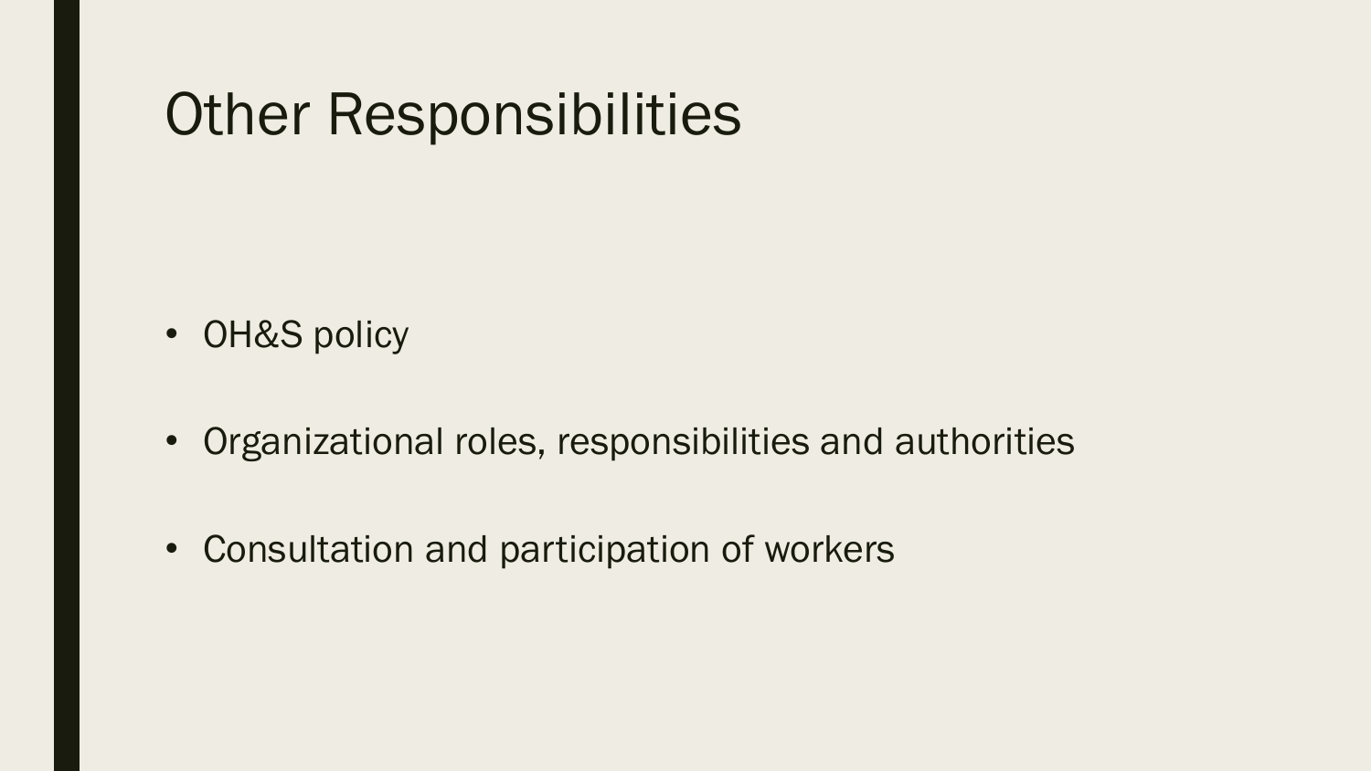# Other Responsibilities

- OH&S policy
- Organizational roles, responsibilities and authorities
- Consultation and participation of workers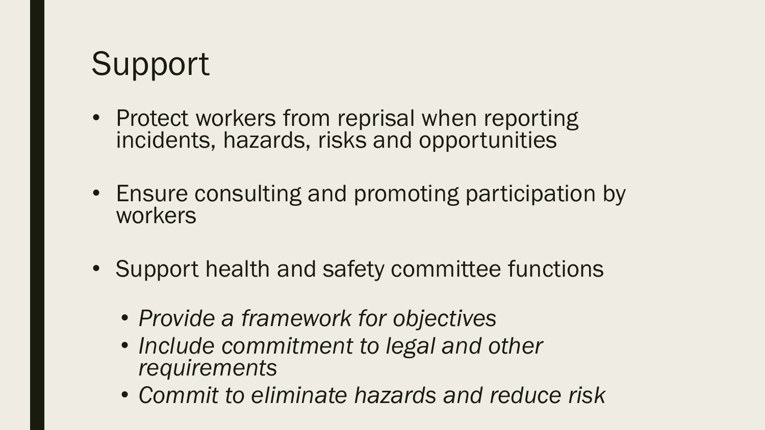# Support

- Protect workers from reprisal when reporting incidents, hazards, risks and opportunities

- Ensure consulting and promoting participation by workers

- Support health and safety committee functions

  - *Provide a framework for objectives*
  - *Include commitment to legal and other requirements*
  - *Commit to eliminate hazards and reduce risk*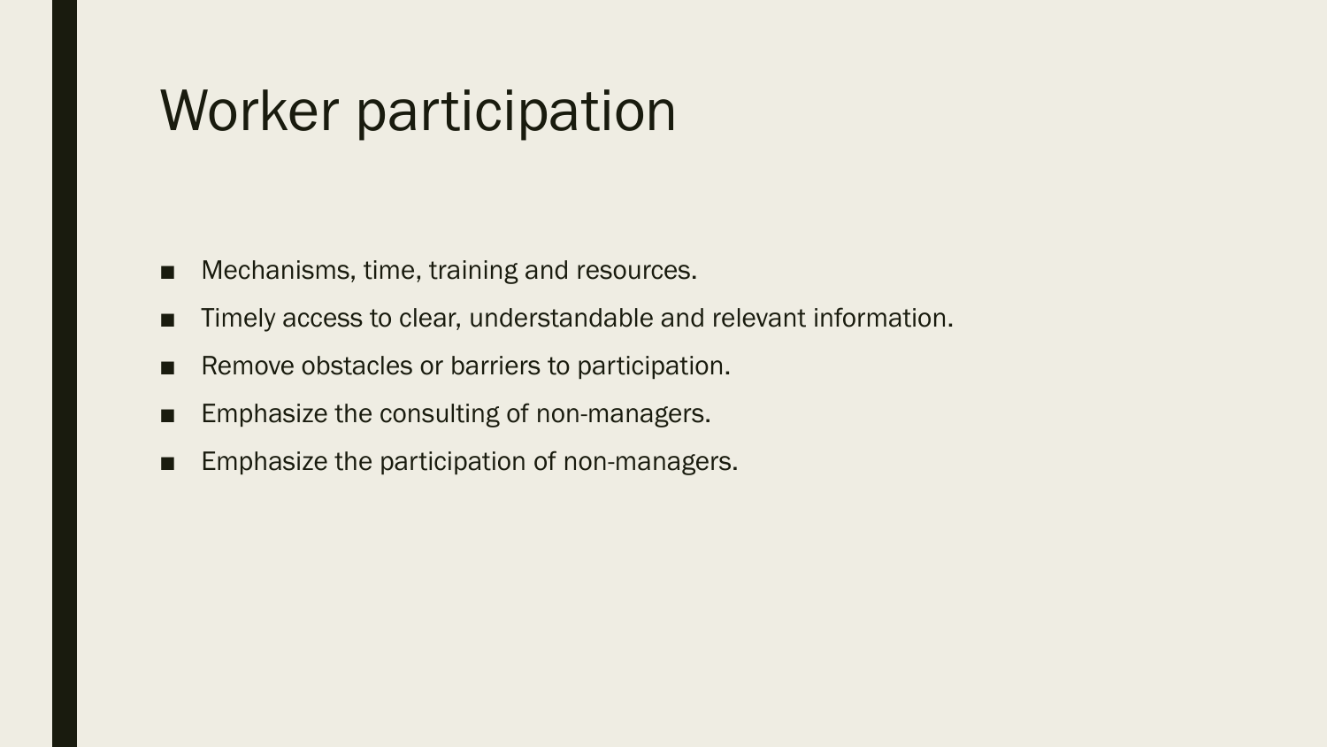# Worker participation

- Mechanisms, time, training and resources.
- Timely access to clear, understandable and relevant information.
- Remove obstacles or barriers to participation.
- Emphasize the consulting of non-managers.
- Emphasize the participation of non-managers.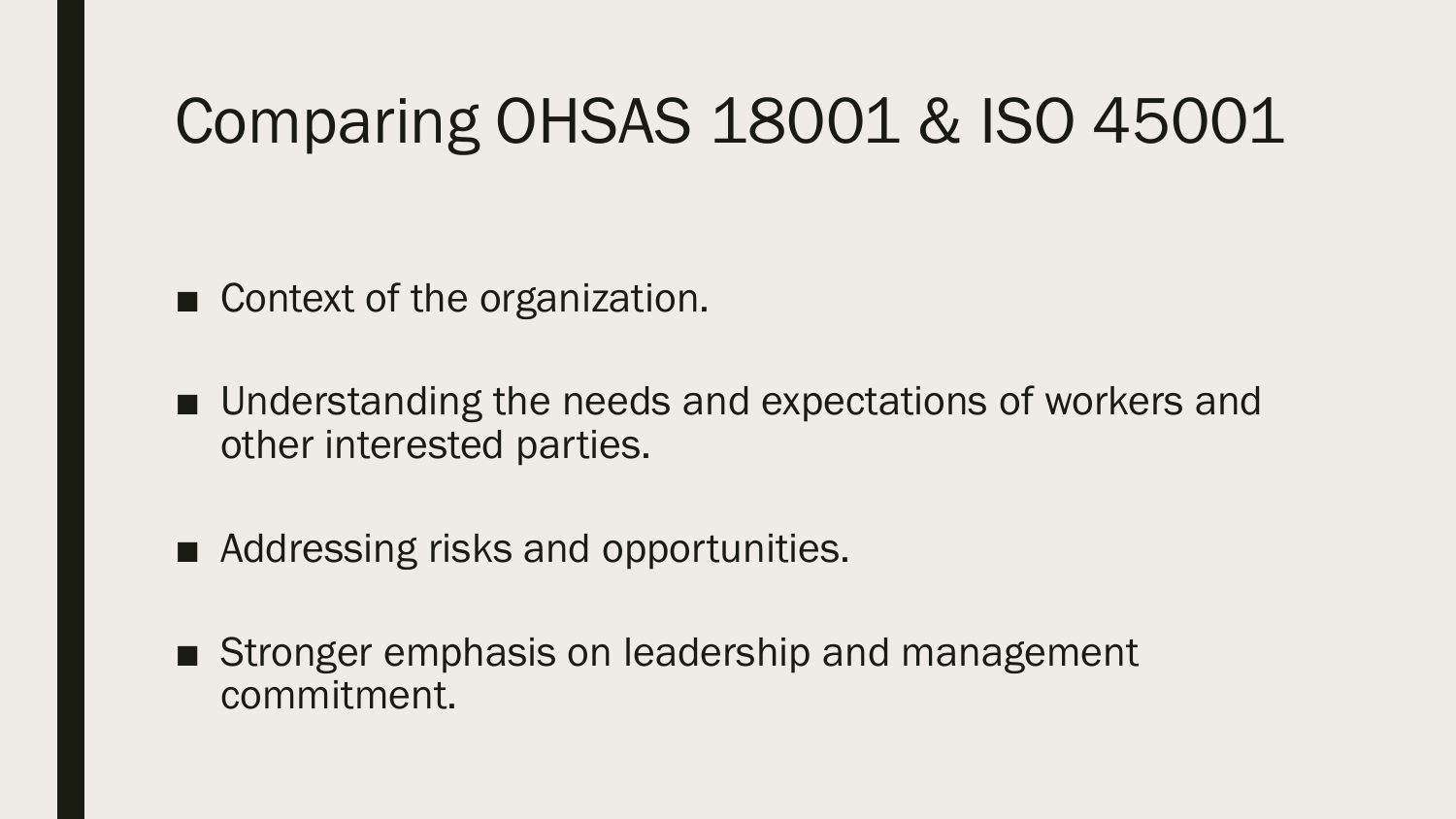# Comparing OHSAS 18001 & ISO 45001

- Context of the organization.
- Understanding the needs and expectations of workers and other interested parties.
- Addressing risks and opportunities.
- Stronger emphasis on leadership and management commitment.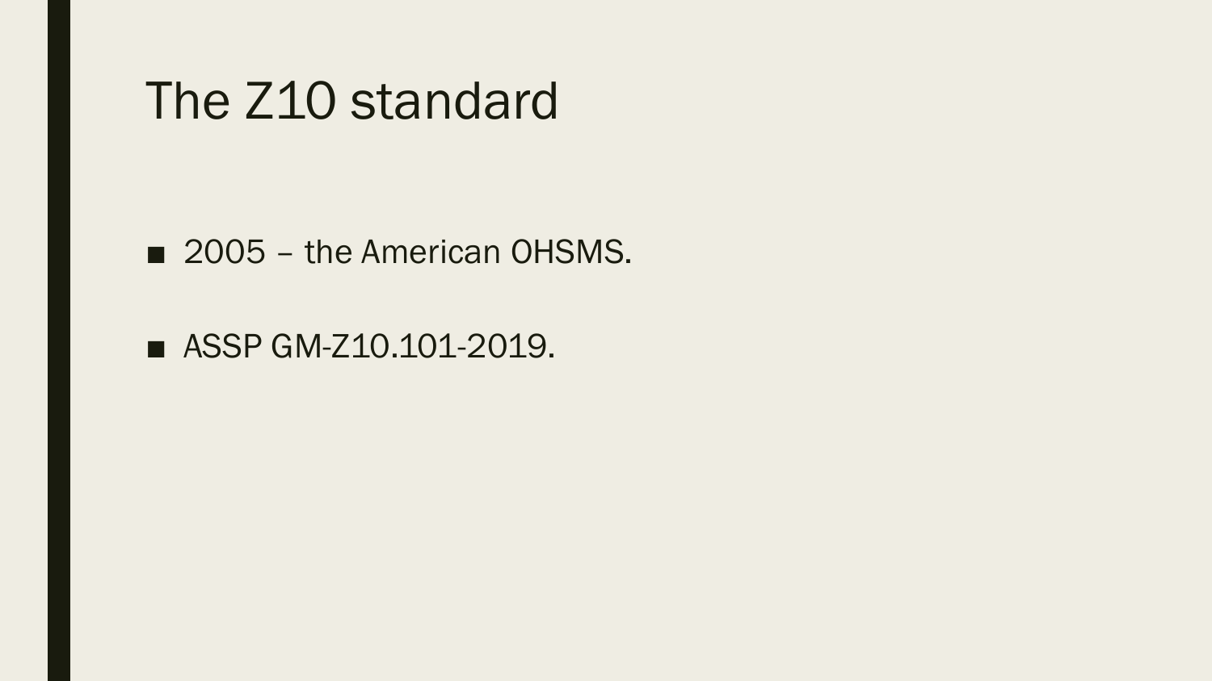# The Z10 standard

- 2005 – the American OHSMS.
- ASSP GM-Z10.101-2019.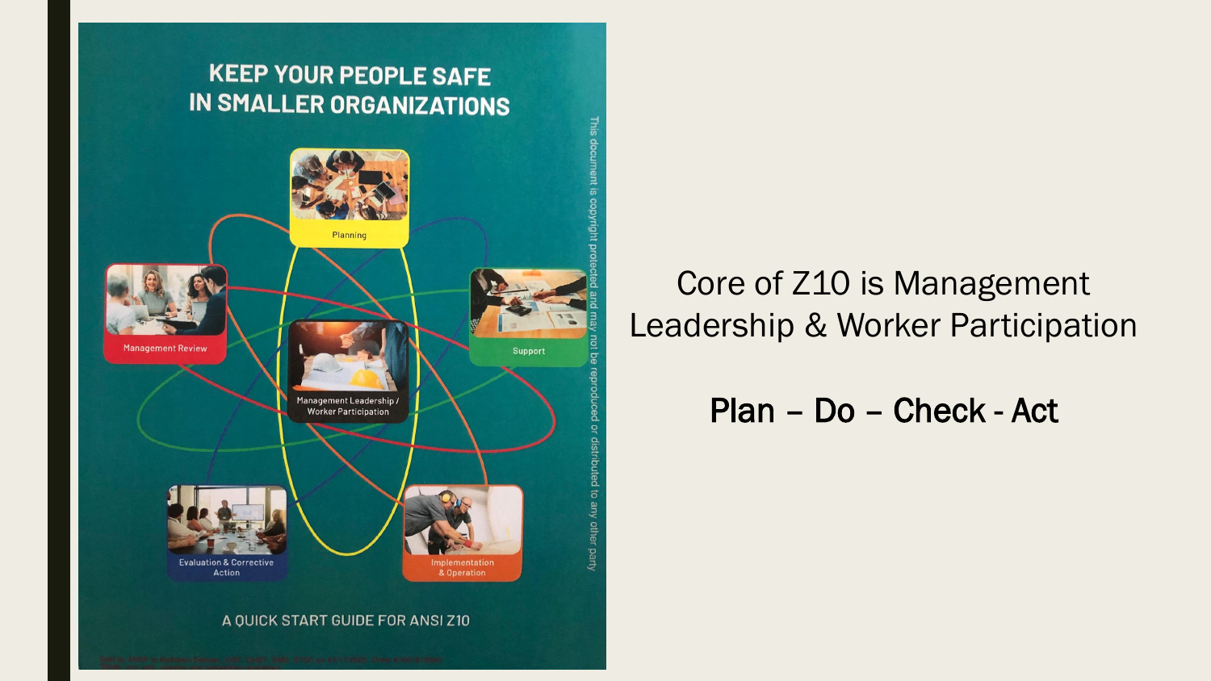KEEP YOUR PEOPLE SAFE IN SMALLER ORGANIZATIONS

Planning

Management Review

Support

Management Leadership / Worker Participation

Evaluation & Corrective Action

Implementation & Operation

A QUICK START GUIDE FOR ANSI Z10

This document is copyright protected and may not be reproduced or distributed to any other party

Core of Z10 is Management Leadership & Worker Participation

Plan – Do – Check - Act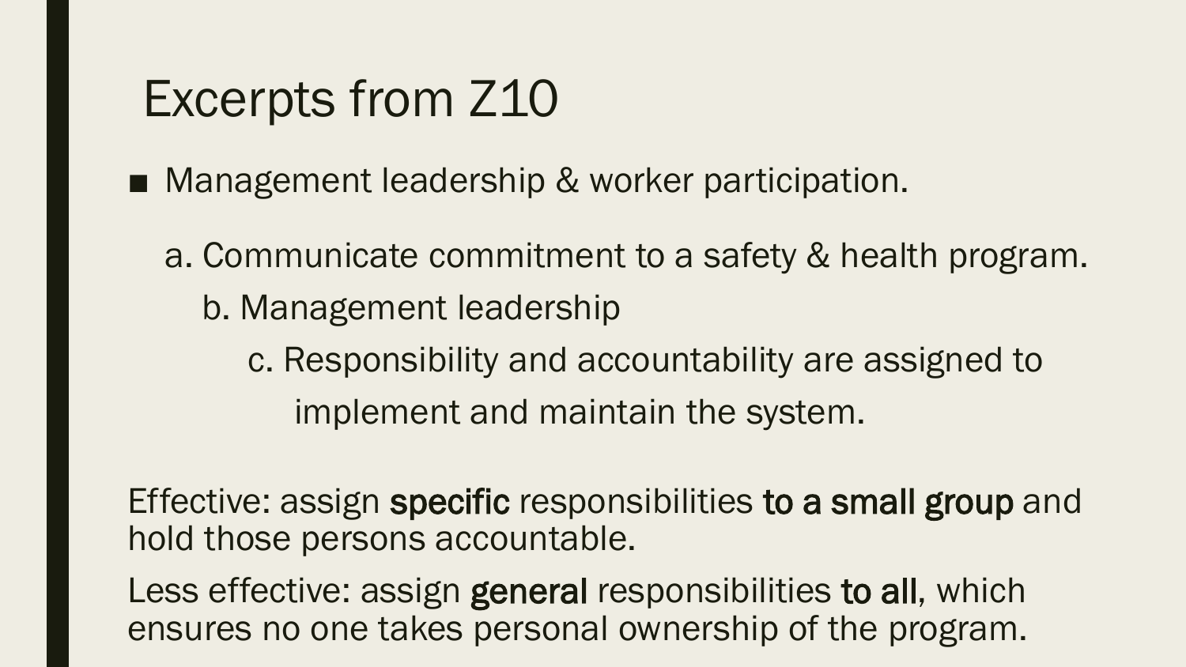# Excerpts from Z10

- Management leadership & worker participation.

  a. Communicate commitment to a safety & health program.

  b. Management leadership

  c. Responsibility and accountability are assigned to implement and maintain the system.

Effective: assign **specific** responsibilities **to a small group** and hold those persons accountable.

Less effective: assign **general** responsibilities **to all**, which ensures no one takes personal ownership of the program.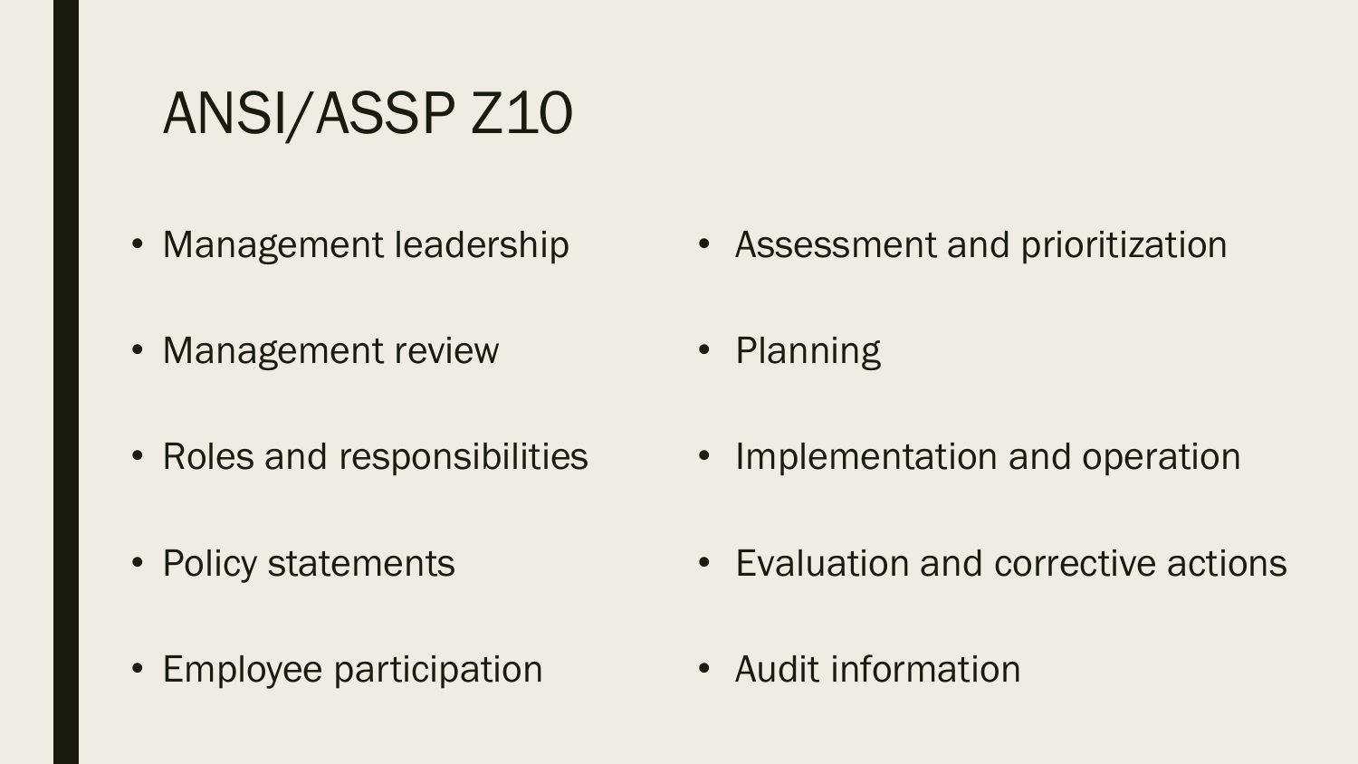# ANSI/ASSP Z10

- Management leadership
- Management review
- Roles and responsibilities
- Policy statements
- Employee participation
- Assessment and prioritization
- Planning
- Implementation and operation
- Evaluation and corrective actions
- Audit information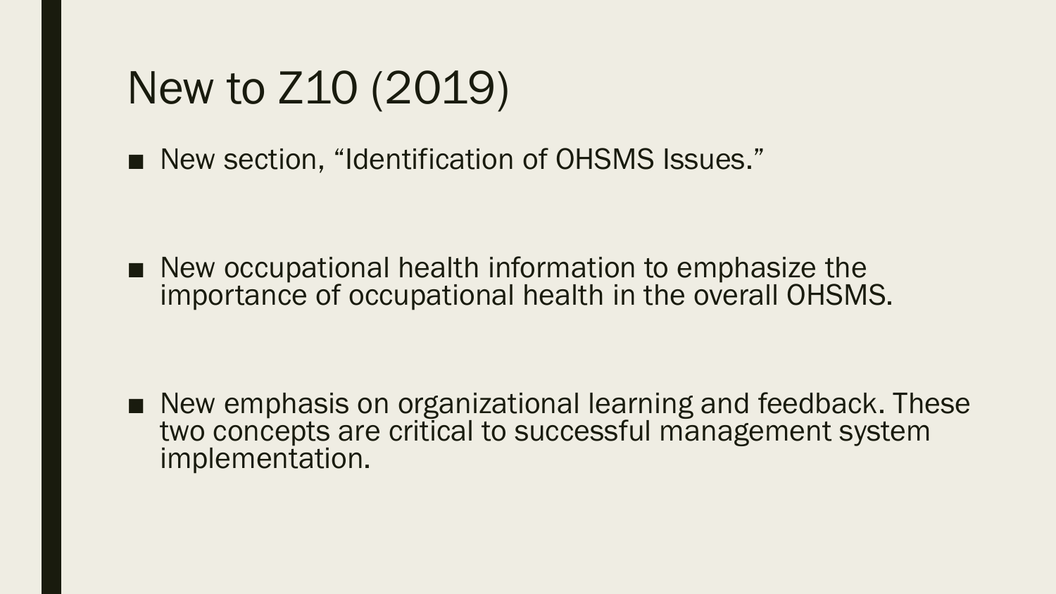# New to Z10 (2019)

- New section, “Identification of OHSMS Issues.”

- New occupational health information to emphasize the importance of occupational health in the overall OHSMS.

- New emphasis on organizational learning and feedback. These two concepts are critical to successful management system implementation.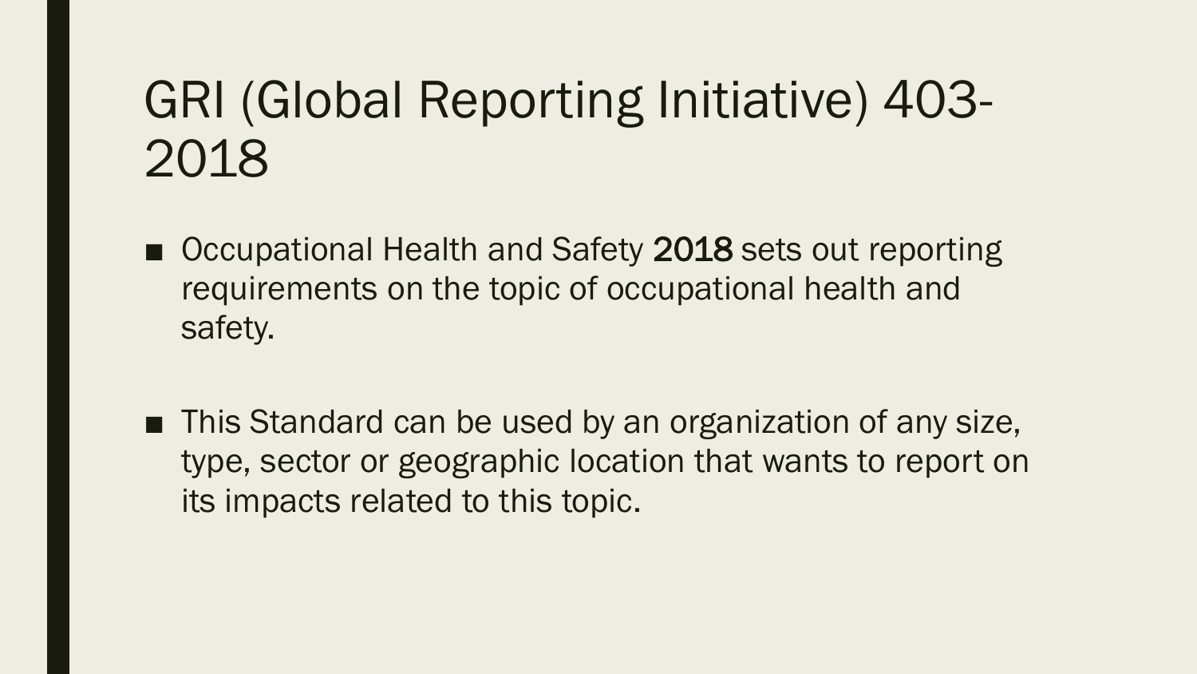# GRI (Global Reporting Initiative) 403-2018

- Occupational Health and Safety 2018 sets out reporting requirements on the topic of occupational health and safety.

- This Standard can be used by an organization of any size, type, sector or geographic location that wants to report on its impacts related to this topic.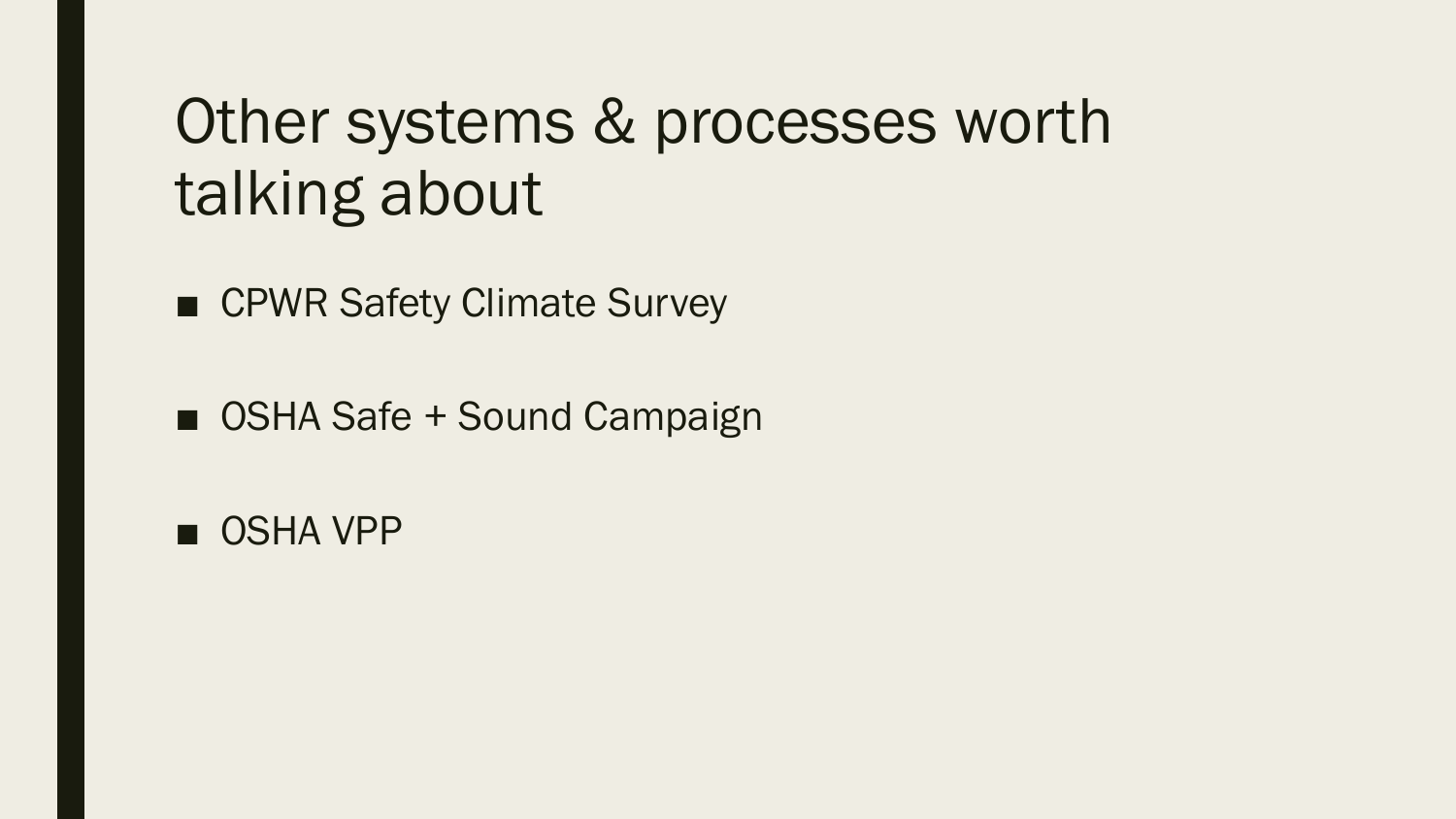# Other systems & processes worth talking about

- CPWR Safety Climate Survey
- OSHA Safe + Sound Campaign
- OSHA VPP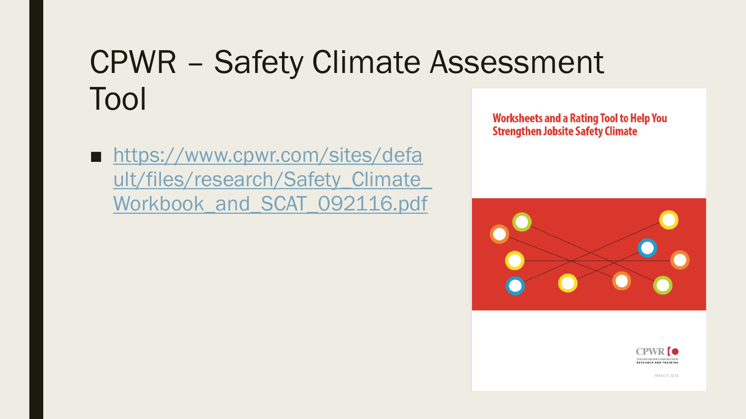# CPWR – Safety Climate Assessment Tool

- https://www.cpwr.com/sites/default/files/research/Safety_Climate_Workbook_and_SCAT_092116.pdf

Worksheets and a Rating Tool to Help You Strengthen Jobsite Safety Climate

CPWR
THE CENTER FOR CONSTRUCTION RESEARCH AND TRAINING

MARCH 2018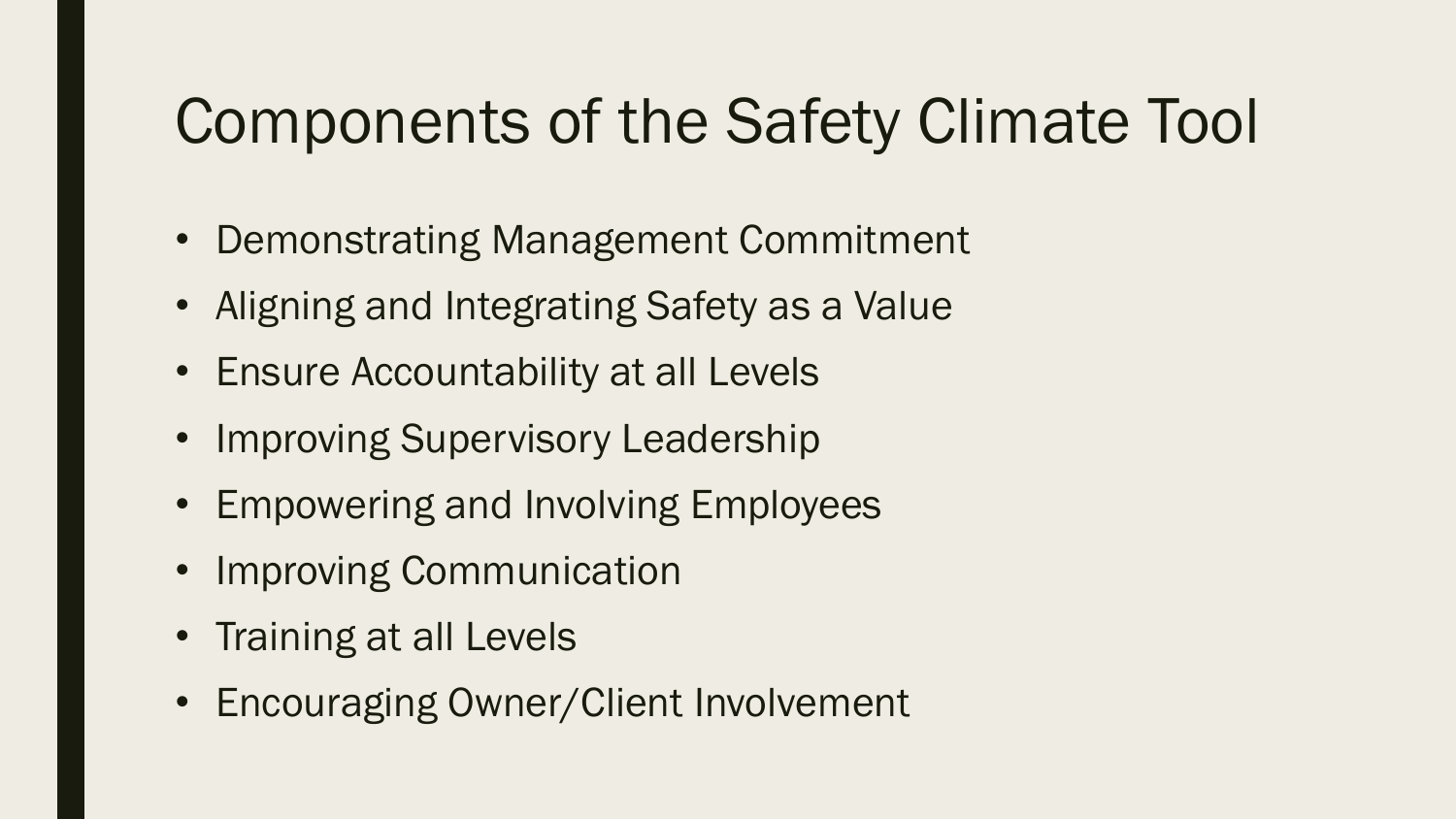# Components of the Safety Climate Tool

- Demonstrating Management Commitment
- Aligning and Integrating Safety as a Value
- Ensure Accountability at all Levels
- Improving Supervisory Leadership
- Empowering and Involving Employees
- Improving Communication
- Training at all Levels
- Encouraging Owner/Client Involvement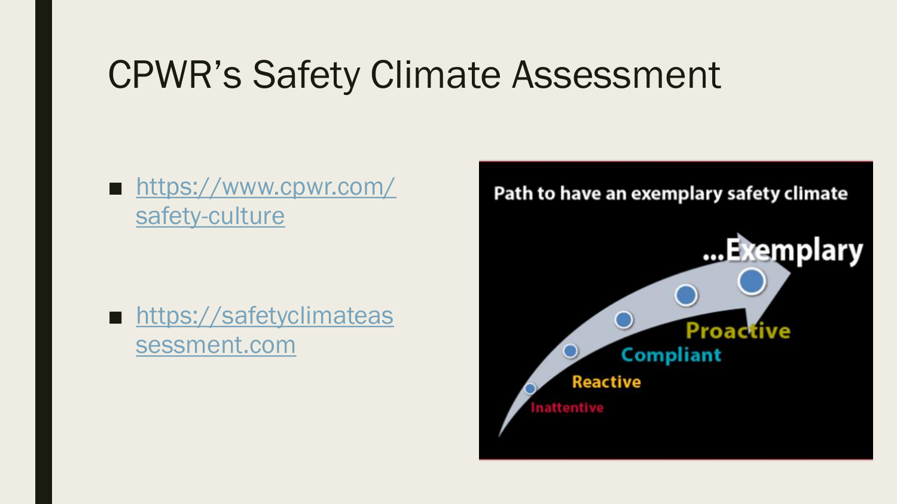# CPWR's Safety Climate Assessment

- https://www.cpwr.com/safety-culture
- https://safetyclimateassessment.com

Path to have an exemplary safety climate

...Exemplary

Proactive

Compliant

Reactive

Inattentive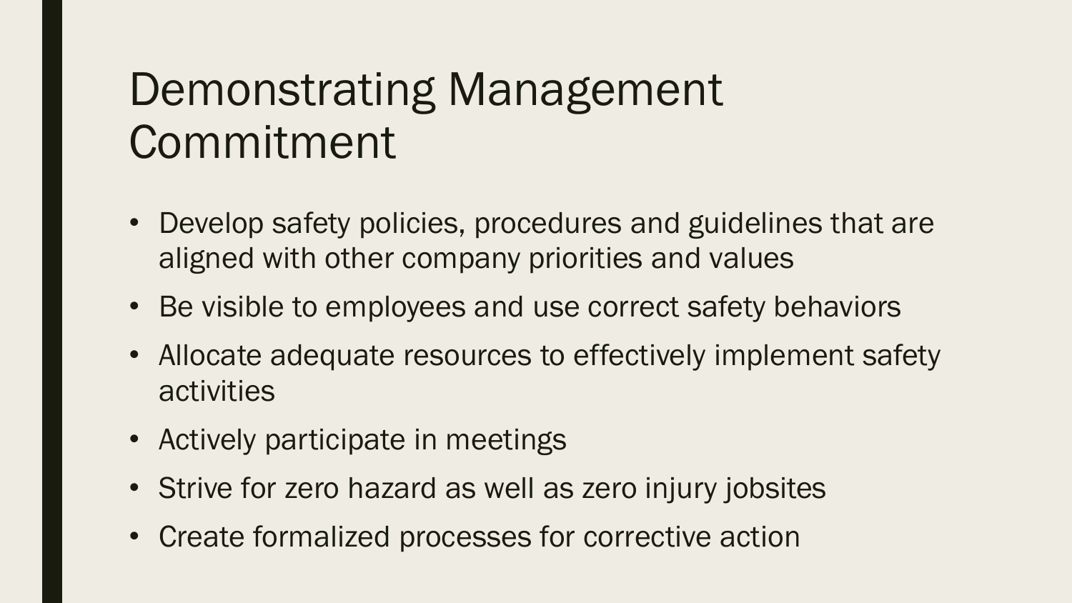# Demonstrating Management Commitment

- Develop safety policies, procedures and guidelines that are aligned with other company priorities and values
- Be visible to employees and use correct safety behaviors
- Allocate adequate resources to effectively implement safety activities
- Actively participate in meetings
- Strive for zero hazard as well as zero injury jobsites
- Create formalized processes for corrective action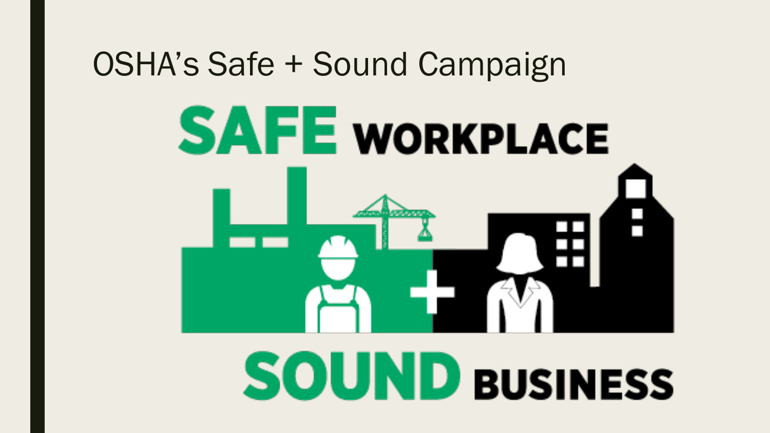# OSHA's Safe + Sound Campaign

SAFE WORKPLACE

SOUND BUSINESS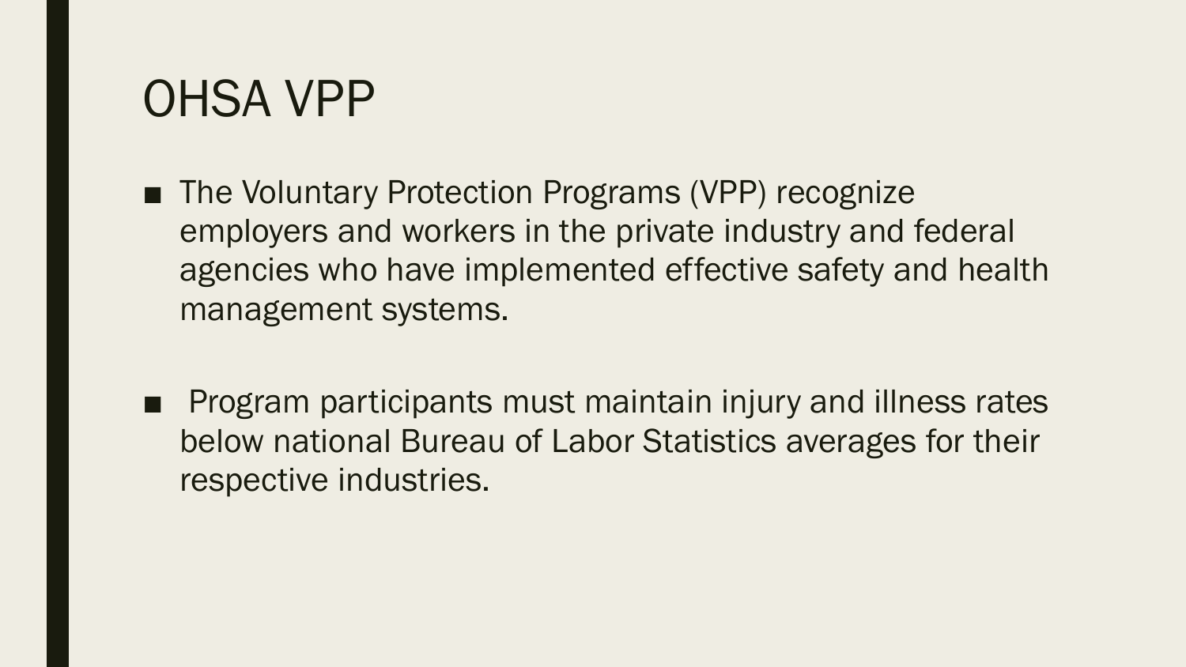# OHSA VPP

- The Voluntary Protection Programs (VPP) recognize employers and workers in the private industry and federal agencies who have implemented effective safety and health management systems.

- Program participants must maintain injury and illness rates below national Bureau of Labor Statistics averages for their respective industries.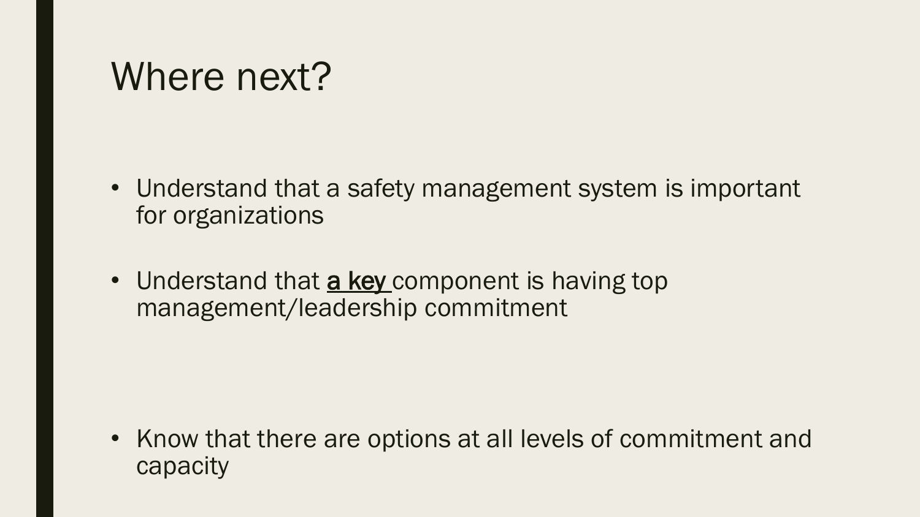# Where next?

- Understand that a safety management system is important for organizations

- Understand that <u>a key</u> component is having top management/leadership commitment

- Know that there are options at all levels of commitment and capacity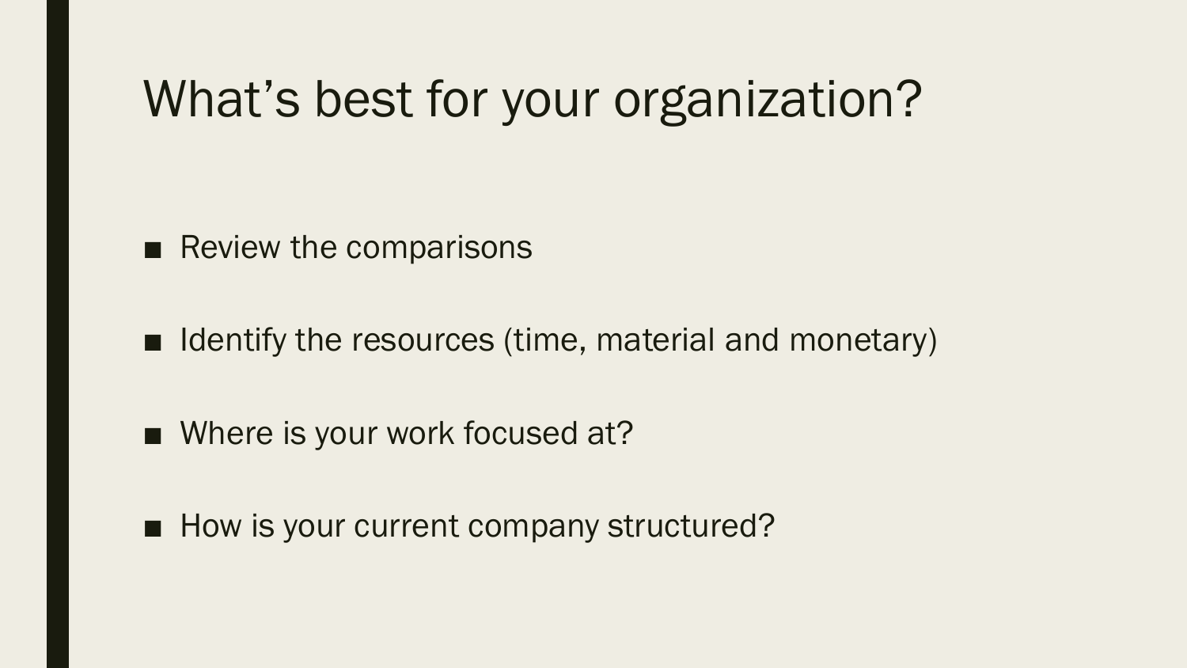# What's best for your organization?

- Review the comparisons
- Identify the resources (time, material and monetary)
- Where is your work focused at?
- How is your current company structured?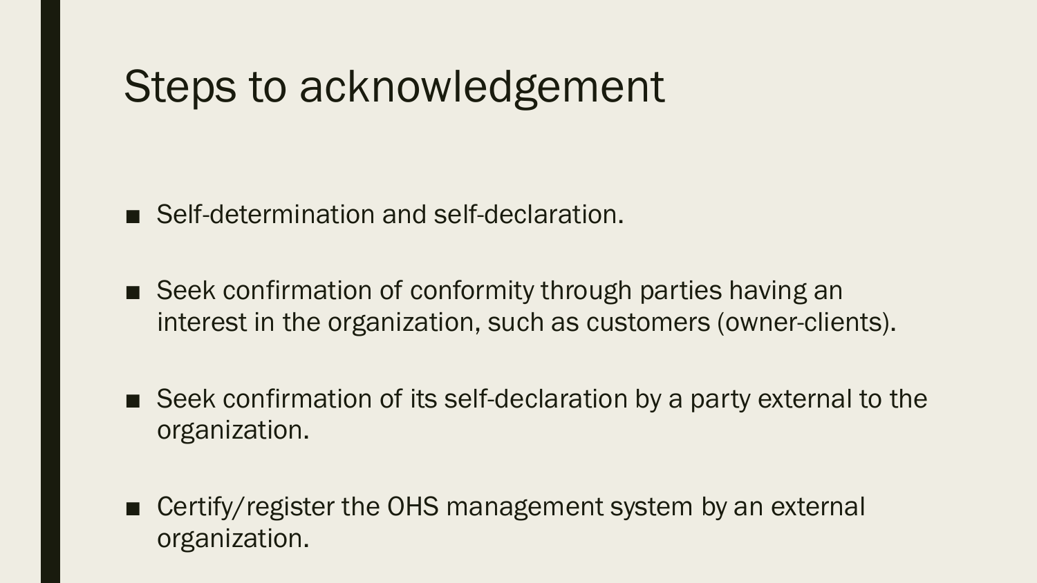# Steps to acknowledgement

- Self-determination and self-declaration.
- Seek confirmation of conformity through parties having an interest in the organization, such as customers (owner-clients).
- Seek confirmation of its self-declaration by a party external to the organization.
- Certify/register the OHS management system by an external organization.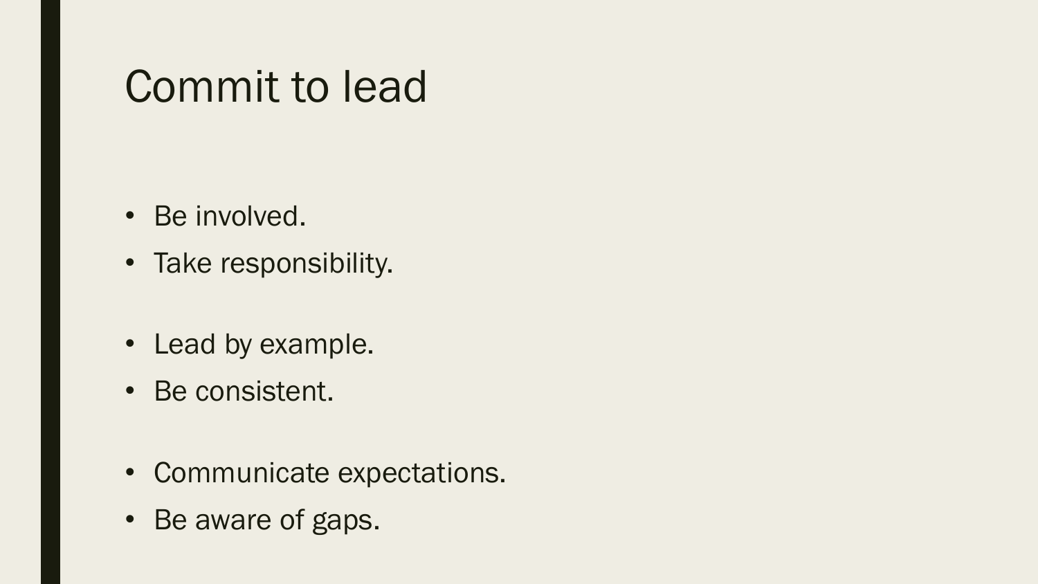# Commit to lead

- Be involved.
- Take responsibility.

- Lead by example.
- Be consistent.

- Communicate expectations.
- Be aware of gaps.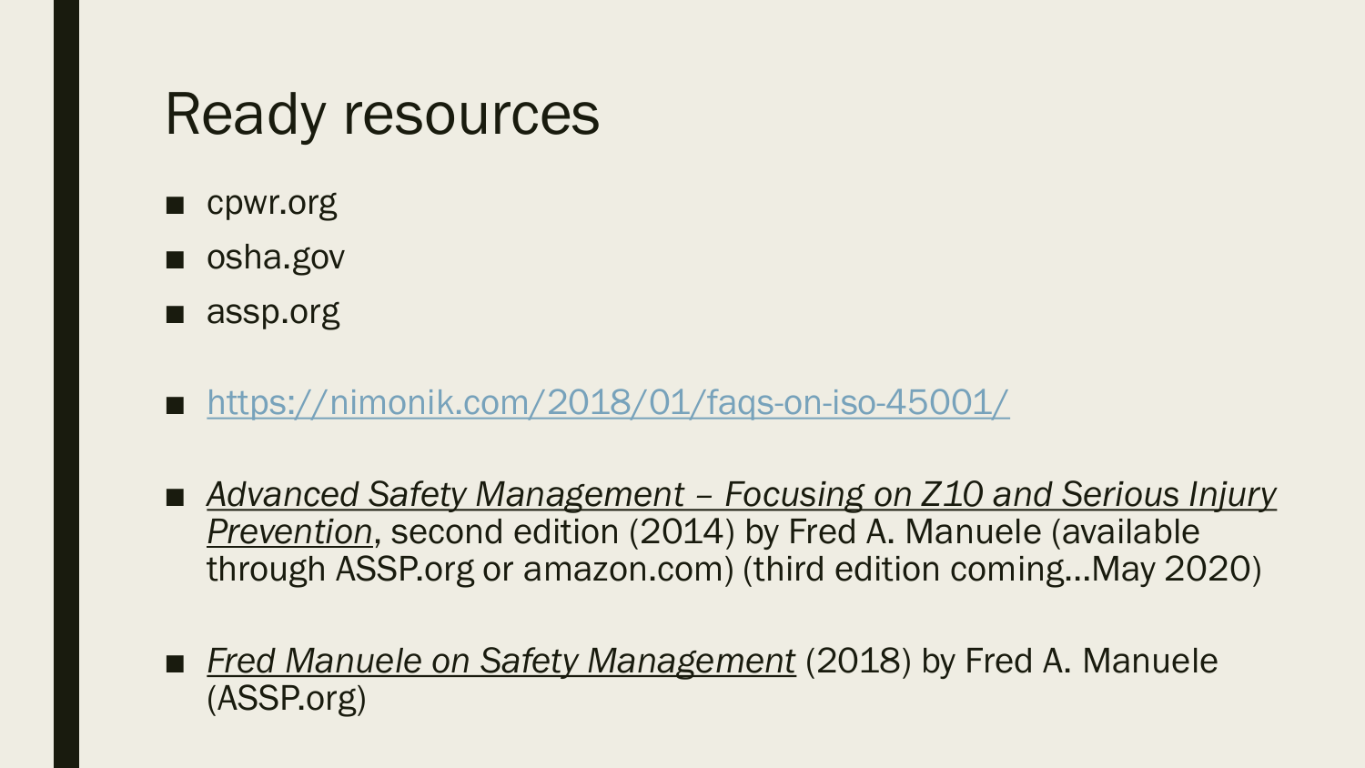# Ready resources

- cpwr.org
- osha.gov
- assp.org

- https://nimonik.com/2018/01/faqs-on-iso-45001/

- *Advanced Safety Management – Focusing on Z10 and Serious Injury Prevention*, second edition (2014) by Fred A. Manuele (available through ASSP.org or amazon.com) (third edition coming…May 2020)

- *Fred Manuele on Safety Management* (2018) by Fred A. Manuele (ASSP.org)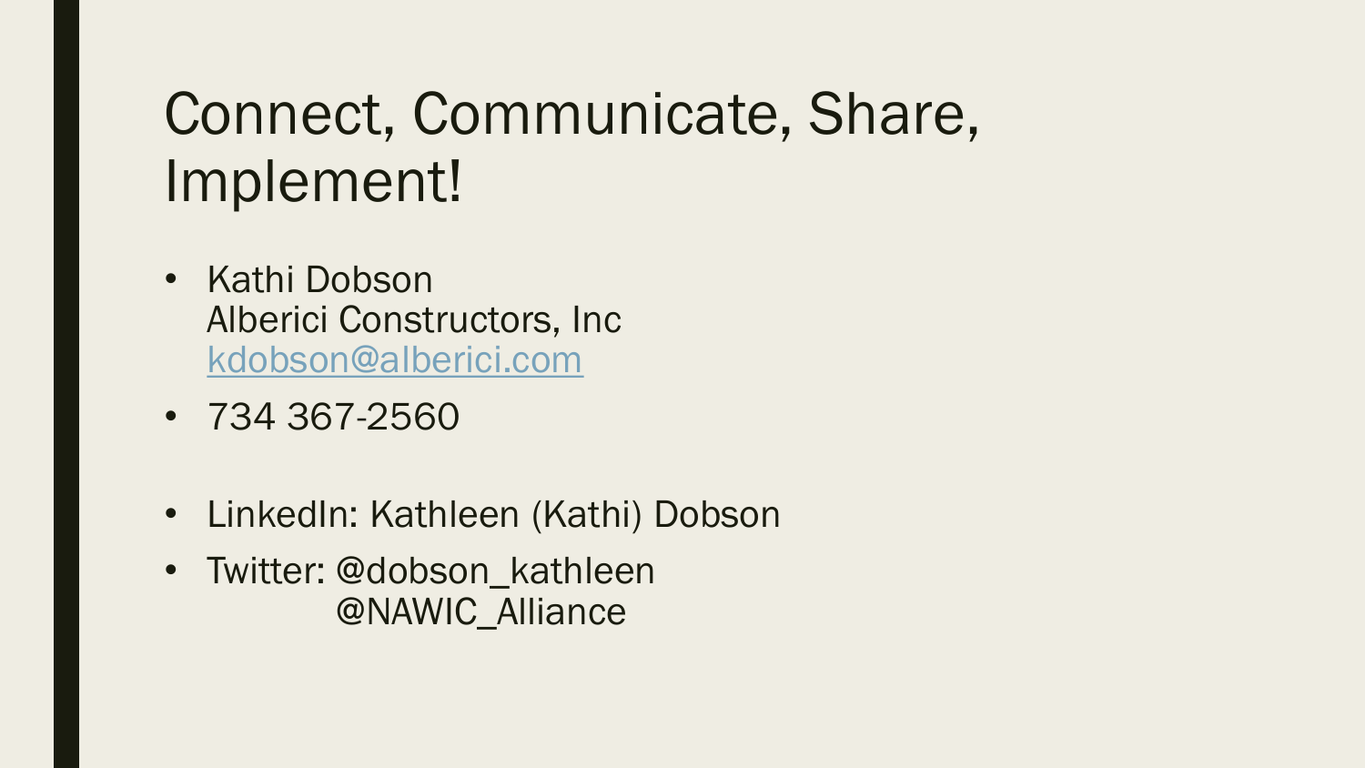# Connect, Communicate, Share, Implement!

- Kathi Dobson
  Alberici Constructors, Inc
  kdobson@alberici.com
- 734 367-2560
- LinkedIn: Kathleen (Kathi) Dobson
- Twitter: @dobson_kathleen
  @NAWIC_Alliance